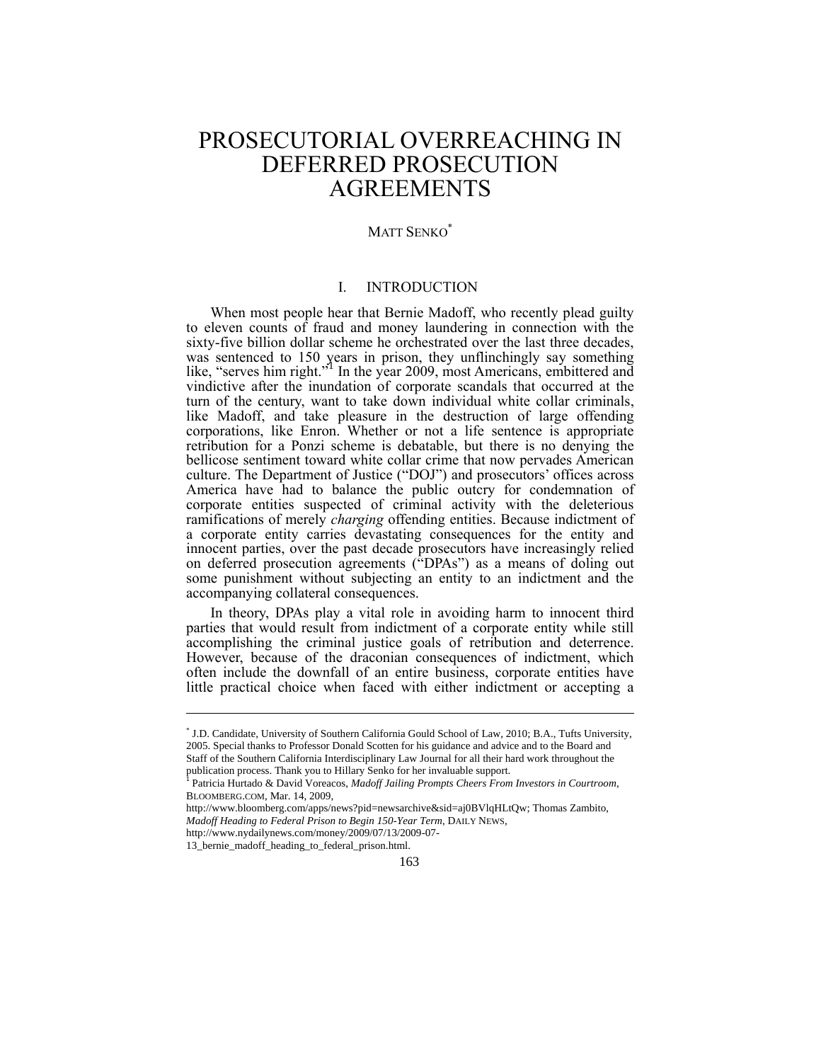# PROSECUTORIAL OVERREACHING IN DEFERRED PROSECUTION AGREEMENTS

MATT SENKO[*]

## I. INTRODUCTION

When most people hear that Bernie Madoff, who recently plead guilty to eleven counts of fraud and money laundering in connection with the sixty-five billion dollar scheme he orchestrated over the last three decades, was sentenced to 150 years in prison, they unflinchingly say something like, "serves him right."[1] In the year 2009, most Americans, embittered and vindictive after the inundation of corporate scandals that occurred at the turn of the century, want to take down individual white collar criminals, like Madoff, and take pleasure in the destruction of large offending corporations, like Enron. Whether or not a life sentence is appropriate retribution for a Ponzi scheme is debatable, but there is no denying the bellicose sentiment toward white collar crime that now pervades American culture. The Department of Justice ("DOJ") and prosecutors' offices across America have had to balance the public outcry for condemnation of corporate entities suspected of criminal activity with the deleterious ramifications of merely *charging* offending entities. Because indictment of a corporate entity carries devastating consequences for the entity and innocent parties, over the past decade prosecutors have increasingly relied on deferred prosecution agreements ("DPAs") as a means of doling out some punishment without subjecting an entity to an indictment and the accompanying collateral consequences.

In theory, DPAs play a vital role in avoiding harm to innocent third parties that would result from indictment of a corporate entity while still accomplishing the criminal justice goals of retribution and deterrence. However, because of the draconian consequences of indictment, which often include the downfall of an entire business, corporate entities have little practical choice when faced with either indictment or accepting a

---

[*] J.D. Candidate, University of Southern California Gould School of Law, 2010; B.A., Tufts University, 2005. Special thanks to Professor Donald Scotten for his guidance and advice and to the Board and Staff of the Southern California Interdisciplinary Law Journal for all their hard work throughout the publication process. Thank you to Hillary Senko for her invaluable support.

[1] Patricia Hurtado & David Voreacos, *Madoff Jailing Prompts Cheers From Investors in Courtroom*, BLOOMBERG.COM, Mar. 14, 2009, http://www.bloomberg.com/apps/news?pid=newsarchive&sid=aj0BVlqHLtQw; Thomas Zambito, *Madoff Heading to Federal Prison to Begin 150-Year Term*, DAILY NEWS, http://www.nydailynews.com/money/2009/07/13/2009-07-13_bernie_madoff_heading_to_federal_prison.html.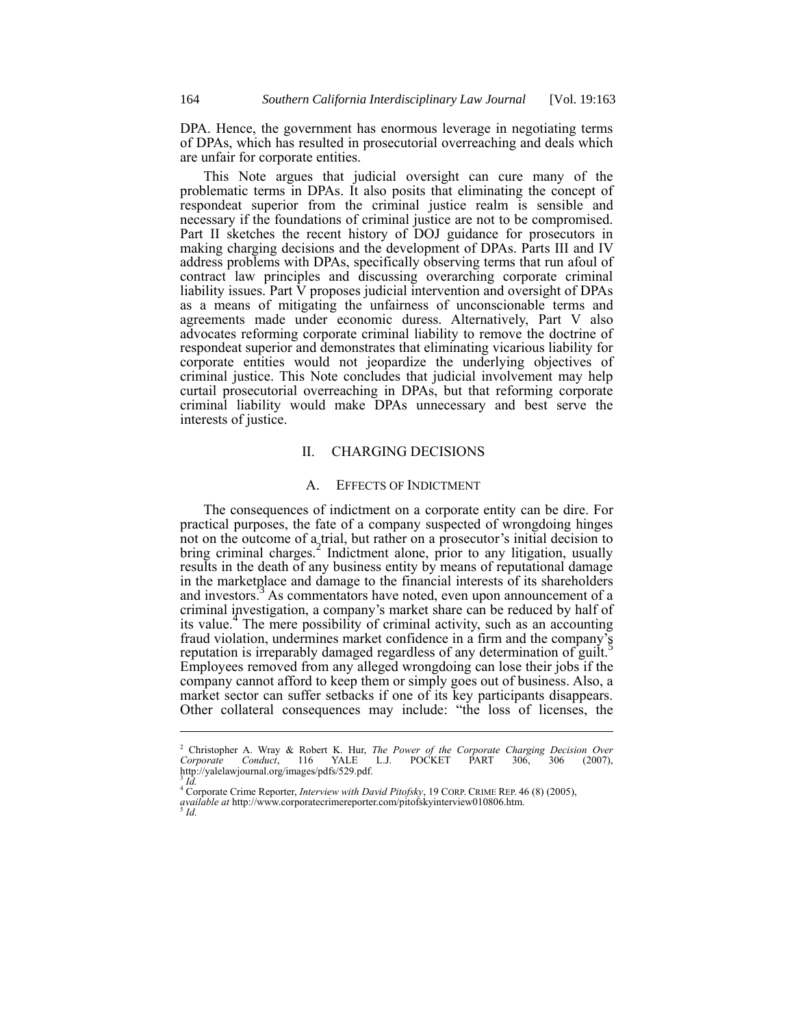DPA. Hence, the government has enormous leverage in negotiating terms of DPAs, which has resulted in prosecutorial overreaching and deals which are unfair for corporate entities.

This Note argues that judicial oversight can cure many of the problematic terms in DPAs. It also posits that eliminating the concept of respondeat superior from the criminal justice realm is sensible and necessary if the foundations of criminal justice are not to be compromised. Part II sketches the recent history of DOJ guidance for prosecutors in making charging decisions and the development of DPAs. Parts III and IV address problems with DPAs, specifically observing terms that run afoul of contract law principles and discussing overarching corporate criminal liability issues. Part V proposes judicial intervention and oversight of DPAs as a means of mitigating the unfairness of unconscionable terms and agreements made under economic duress. Alternatively, Part V also advocates reforming corporate criminal liability to remove the doctrine of respondeat superior and demonstrates that eliminating vicarious liability for corporate entities would not jeopardize the underlying objectives of criminal justice. This Note concludes that judicial involvement may help curtail prosecutorial overreaching in DPAs, but that reforming corporate criminal liability would make DPAs unnecessary and best serve the interests of justice.

## II. CHARGING DECISIONS

### A. EFFECTS OF INDICTMENT

The consequences of indictment on a corporate entity can be dire. For practical purposes, the fate of a company suspected of wrongdoing hinges not on the outcome of a trial, but rather on a prosecutor's initial decision to bring criminal charges.[2] Indictment alone, prior to any litigation, usually results in the death of any business entity by means of reputational damage in the marketplace and damage to the financial interests of its shareholders and investors.[3] As commentators have noted, even upon announcement of a criminal investigation, a company's market share can be reduced by half of its value.[4] The mere possibility of criminal activity, such as an accounting fraud violation, undermines market confidence in a firm and the company's reputation is irreparably damaged regardless of any determination of guilt.[5] Employees removed from any alleged wrongdoing can lose their jobs if the company cannot afford to keep them or simply goes out of business. Also, a market sector can suffer setbacks if one of its key participants disappears. Other collateral consequences may include: "the loss of licenses, the

---

[2] Christopher A. Wray & Robert K. Hur, *The Power of the Corporate Charging Decision Over Corporate Conduct*, 116 YALE L.J. POCKET PART 306, 306 (2007), http://yalelawjournal.org/images/pdfs/529.pdf.

[3] *Id.*

[4] Corporate Crime Reporter, *Interview with David Pitofsky*, 19 CORP. CRIME REP. 46 (8) (2005), *available at* http://www.corporatecrimereporter.com/pitofskyinterview010806.htm.

[5] *Id.*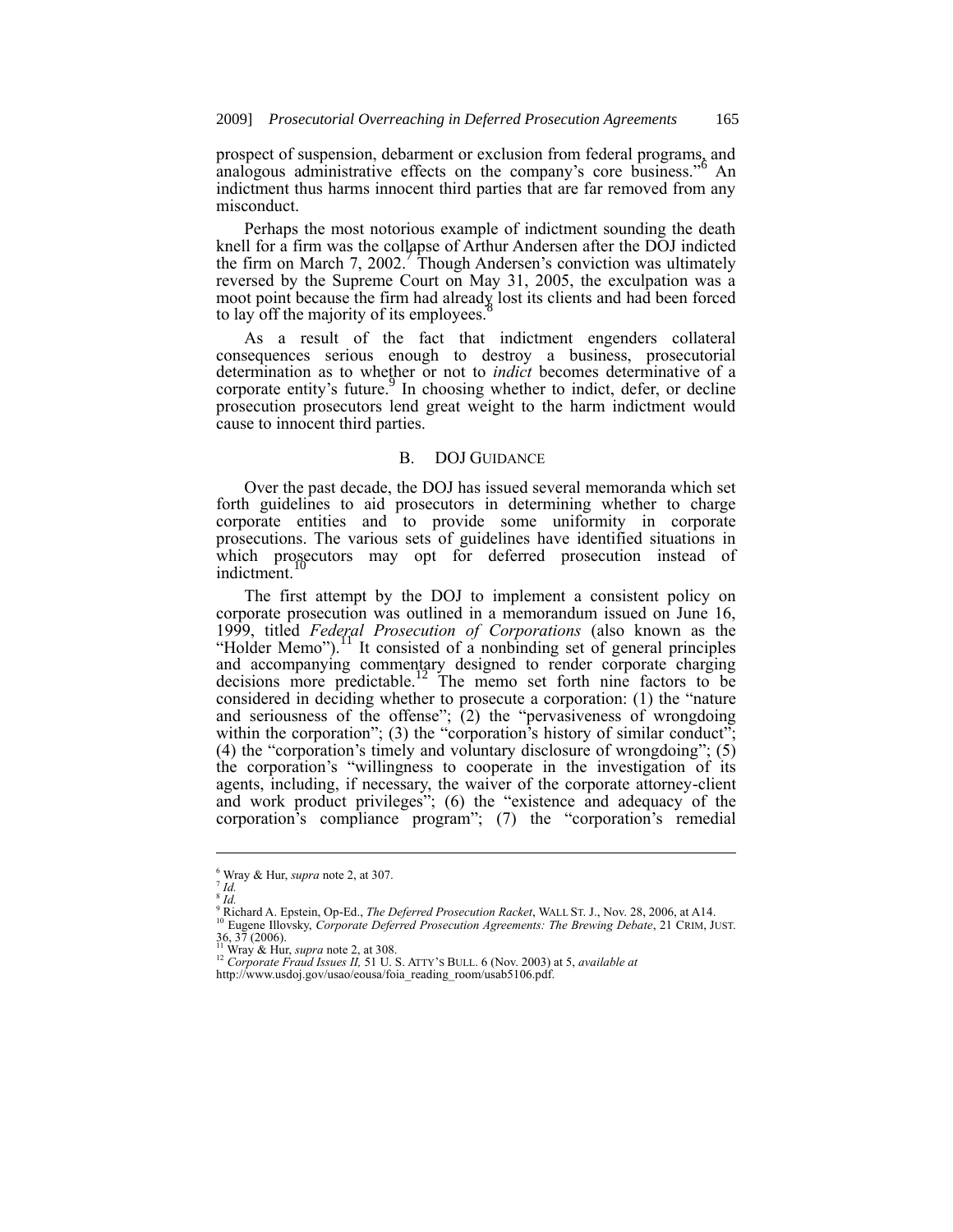prospect of suspension, debarment or exclusion from federal programs, and analogous administrative effects on the company's core business."[6] An indictment thus harms innocent third parties that are far removed from any misconduct.

Perhaps the most notorious example of indictment sounding the death knell for a firm was the collapse of Arthur Andersen after the DOJ indicted the firm on March 7, 2002.[7] Though Andersen's conviction was ultimately reversed by the Supreme Court on May 31, 2005, the exculpation was a moot point because the firm had already lost its clients and had been forced to lay off the majority of its employees.[8]

As a result of the fact that indictment engenders collateral consequences serious enough to destroy a business, prosecutorial determination as to whether or not to *indict* becomes determinative of a corporate entity's future.[9] In choosing whether to indict, defer, or decline prosecution prosecutors lend great weight to the harm indictment would cause to innocent third parties.

## B. DOJ GUIDANCE

Over the past decade, the DOJ has issued several memoranda which set forth guidelines to aid prosecutors in determining whether to charge corporate entities and to provide some uniformity in corporate prosecutions. The various sets of guidelines have identified situations in which prosecutors may opt for deferred prosecution instead of indictment.[10]

The first attempt by the DOJ to implement a consistent policy on corporate prosecution was outlined in a memorandum issued on June 16, 1999, titled *Federal Prosecution of Corporations* (also known as the "Holder Memo").[11] It consisted of a nonbinding set of general principles and accompanying commentary designed to render corporate charging decisions more predictable.[12] The memo set forth nine factors to be considered in deciding whether to prosecute a corporation: (1) the "nature and seriousness of the offense"; (2) the "pervasiveness of wrongdoing within the corporation"; (3) the "corporation's history of similar conduct"; (4) the "corporation's timely and voluntary disclosure of wrongdoing"; (5) the corporation's "willingness to cooperate in the investigation of its agents, including, if necessary, the waiver of the corporate attorney-client and work product privileges"; (6) the "existence and adequacy of the corporation's compliance program"; (7) the "corporation's remedial

---

[6] Wray & Hur, *supra* note 2, at 307.
[7] *Id.*
[8] *Id.*
[9] Richard A. Epstein, Op-Ed., *The Deferred Prosecution Racket*, WALL ST. J., Nov. 28, 2006, at A14.
[10] Eugene Illovsky, *Corporate Deferred Prosecution Agreements: The Brewing Debate*, 21 CRIM, JUST. 36, 37 (2006).
[11] Wray & Hur, *supra* note 2, at 308.
[12] *Corporate Fraud Issues II,* 51 U. S. ATTY'S BULL. 6 (Nov. 2003) at 5, *available at* http://www.usdoj.gov/usao/eousa/foia_reading_room/usab5106.pdf.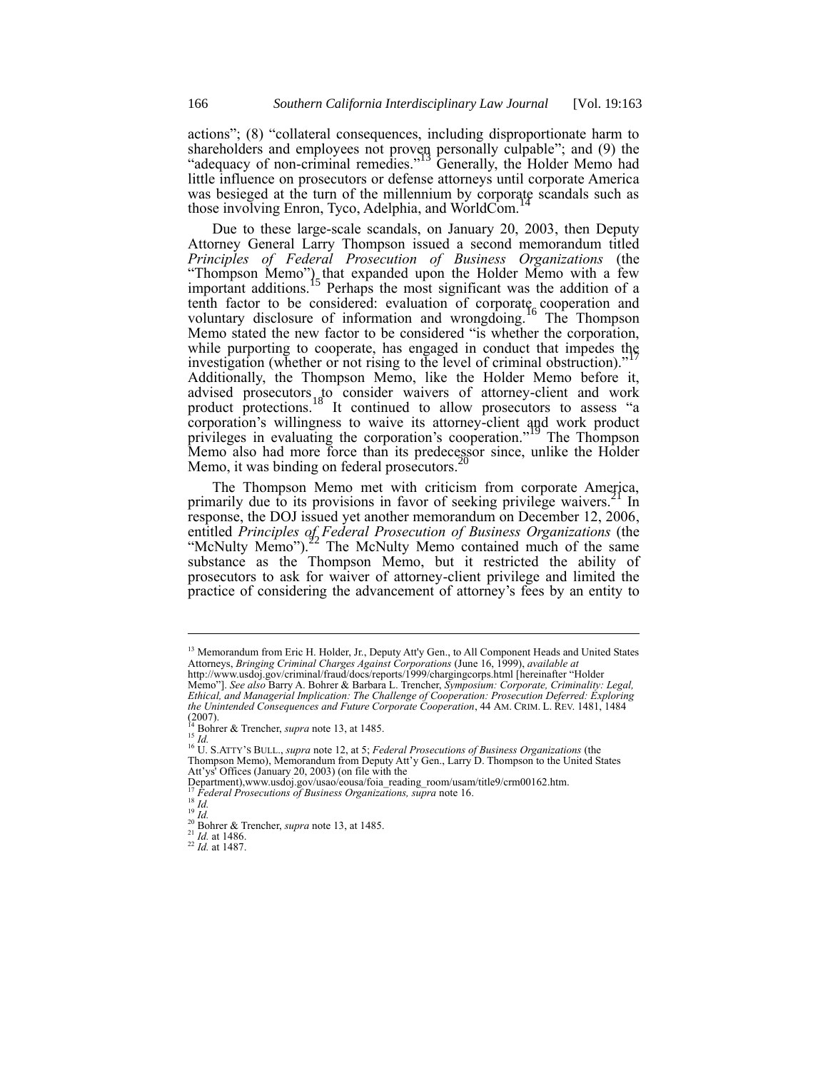actions"; (8) "collateral consequences, including disproportionate harm to shareholders and employees not proven personally culpable"; and (9) the "adequacy of non-criminal remedies."[13] Generally, the Holder Memo had little influence on prosecutors or defense attorneys until corporate America was besieged at the turn of the millennium by corporate scandals such as those involving Enron, Tyco, Adelphia, and WorldCom.[14]

Due to these large-scale scandals, on January 20, 2003, then Deputy Attorney General Larry Thompson issued a second memorandum titled *Principles of Federal Prosecution of Business Organizations* (the "Thompson Memo") that expanded upon the Holder Memo with a few important additions.[15] Perhaps the most significant was the addition of a tenth factor to be considered: evaluation of corporate cooperation and voluntary disclosure of information and wrongdoing.[16] The Thompson Memo stated the new factor to be considered "is whether the corporation, while purporting to cooperate, has engaged in conduct that impedes the investigation (whether or not rising to the level of criminal obstruction)."[17] Additionally, the Thompson Memo, like the Holder Memo before it, advised prosecutors to consider waivers of attorney-client and work product protections.[18] It continued to allow prosecutors to assess "a corporation's willingness to waive its attorney-client and work product privileges in evaluating the corporation's cooperation."[19] The Thompson Memo also had more force than its predecessor since, unlike the Holder Memo, it was binding on federal prosecutors.[20]

The Thompson Memo met with criticism from corporate America, primarily due to its provisions in favor of seeking privilege waivers.[21] In response, the DOJ issued yet another memorandum on December 12, 2006, entitled *Principles of Federal Prosecution of Business Organizations* (the "McNulty Memo").[22] The McNulty Memo contained much of the same substance as the Thompson Memo, but it restricted the ability of prosecutors to ask for waiver of attorney-client privilege and limited the practice of considering the advancement of attorney's fees by an entity to

---

[13] Memorandum from Eric H. Holder, Jr., Deputy Att'y Gen., to All Component Heads and United States Attorneys, *Bringing Criminal Charges Against Corporations* (June 16, 1999), *available at* http://www.usdoj.gov/criminal/fraud/docs/reports/1999/chargingcorps.html [hereinafter "Holder Memo"]. *See also* Barry A. Bohrer & Barbara L. Trencher, *Symposium: Corporate, Criminality: Legal, Ethical, and Managerial Implication: The Challenge of Cooperation: Prosecution Deferred: Exploring the Unintended Consequences and Future Corporate Cooperation*, 44 AM. CRIM. L. REV. 1481, 1484 (2007).

[14] Bohrer & Trencher, *supra* note 13, at 1485.

[15] *Id.*

[16] U. S.ATTY'S BULL., *supra* note 12, at 5; *Federal Prosecutions of Business Organizations* (the Thompson Memo), Memorandum from Deputy Att'y Gen., Larry D. Thompson to the United States Att'ys' Offices (January 20, 2003) (on file with the Department),www.usdoj.gov/usao/eousa/foia_reading_room/usam/title9/crm00162.htm.

[17] *Federal Prosecutions of Business Organizations, supra* note 16.

[18] *Id.*

[19] *Id.*

[20] Bohrer & Trencher, *supra* note 13, at 1485.

[21] *Id.* at 1486.

[22] *Id.* at 1487.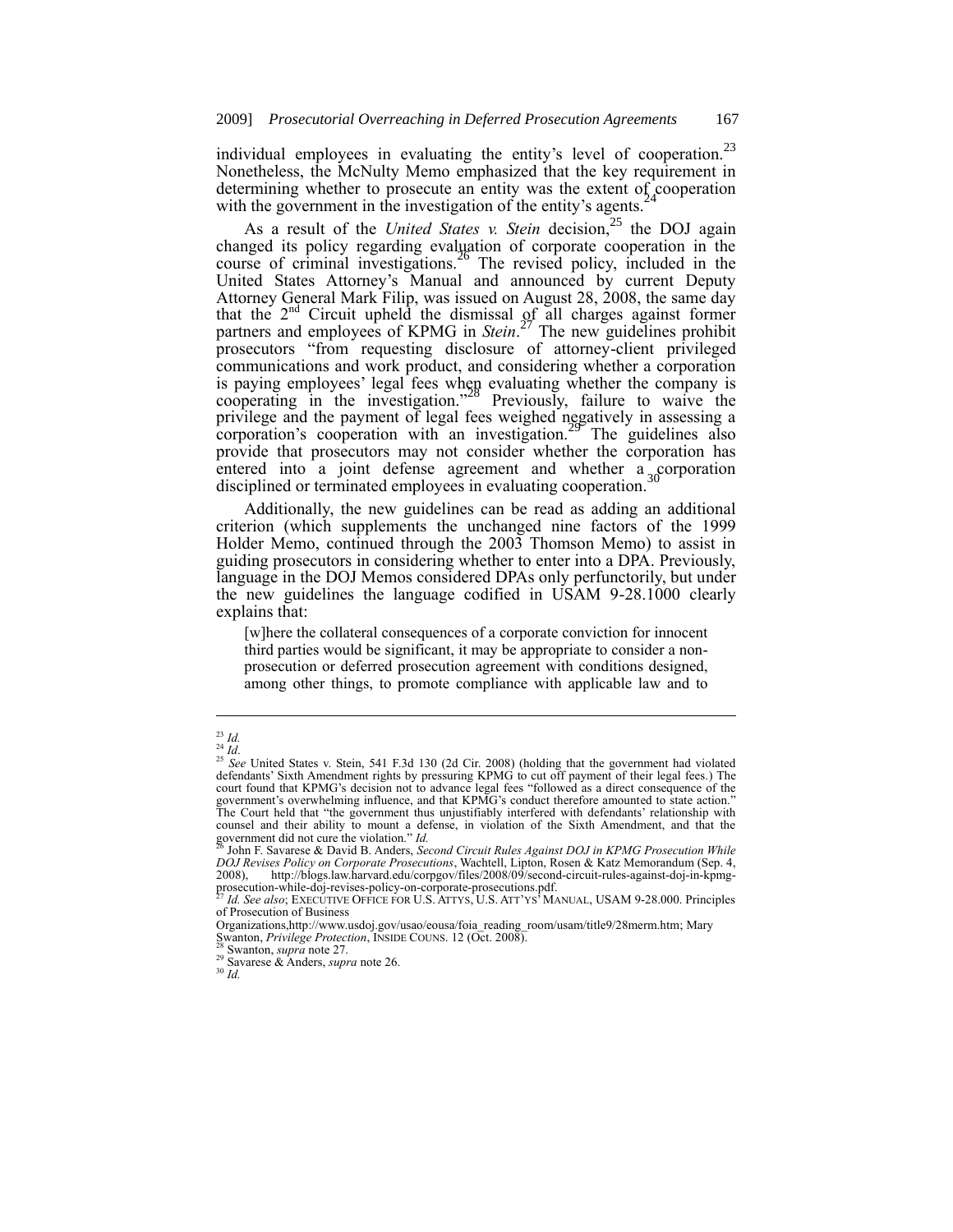individual employees in evaluating the entity's level of cooperation.[23] Nonetheless, the McNulty Memo emphasized that the key requirement in determining whether to prosecute an entity was the extent of cooperation with the government in the investigation of the entity's agents.[24]

As a result of the *United States v. Stein* decision,[25] the DOJ again changed its policy regarding evaluation of corporate cooperation in the course of criminal investigations.[26] The revised policy, included in the United States Attorney's Manual and announced by current Deputy Attorney General Mark Filip, was issued on August 28, 2008, the same day that the 2nd Circuit upheld the dismissal of all charges against former partners and employees of KPMG in *Stein*.[27] The new guidelines prohibit prosecutors "from requesting disclosure of attorney-client privileged communications and work product, and considering whether a corporation is paying employees' legal fees when evaluating whether the company is cooperating in the investigation."[28] Previously, failure to waive the privilege and the payment of legal fees weighed negatively in assessing a corporation's cooperation with an investigation.[29] The guidelines also provide that prosecutors may not consider whether the corporation has entered into a joint defense agreement and whether a corporation disciplined or terminated employees in evaluating cooperation.[30]

Additionally, the new guidelines can be read as adding an additional criterion (which supplements the unchanged nine factors of the 1999 Holder Memo, continued through the 2003 Thomson Memo) to assist in guiding prosecutors in considering whether to enter into a DPA. Previously, language in the DOJ Memos considered DPAs only perfunctorily, but under the new guidelines the language codified in USAM 9-28.1000 clearly explains that:

> [w]here the collateral consequences of a corporate conviction for innocent third parties would be significant, it may be appropriate to consider a non-prosecution or deferred prosecution agreement with conditions designed, among other things, to promote compliance with applicable law and to

---

[23] *Id.*

[24] *Id*.

[25] *See* United States v. Stein, 541 F.3d 130 (2d Cir. 2008) (holding that the government had violated defendants' Sixth Amendment rights by pressuring KPMG to cut off payment of their legal fees.) The court found that KPMG's decision not to advance legal fees "followed as a direct consequence of the government's overwhelming influence, and that KPMG's conduct therefore amounted to state action." The Court held that "the government thus unjustifiably interfered with defendants' relationship with counsel and their ability to mount a defense, in violation of the Sixth Amendment, and that the government did not cure the violation." *Id.*

[26] John F. Savarese & David B. Anders, *Second Circuit Rules Against DOJ in KPMG Prosecution While DOJ Revises Policy on Corporate Prosecutions*, Wachtell, Lipton, Rosen & Katz Memorandum (Sep. 4, 2008), http://blogs.law.harvard.edu/corpgov/files/2008/09/second-circuit-rules-against-doj-in-kpmg-prosecution-while-doj-revises-policy-on-corporate-prosecutions.pdf.

[27] *Id. See also*; EXECUTIVE OFFICE FOR U.S. ATTYS, U.S. ATT'YS' MANUAL, USAM 9-28.000. Principles of Prosecution of Business Organizations,http://www.usdoj.gov/usao/eousa/foia_reading_room/usam/title9/28merm.htm; Mary Swanton, *Privilege Protection*, INSIDE COUNS. 12 (Oct. 2008).

[28] Swanton, *supra* note 27.

[29] Savarese & Anders, *supra* note 26.

[30] *Id.*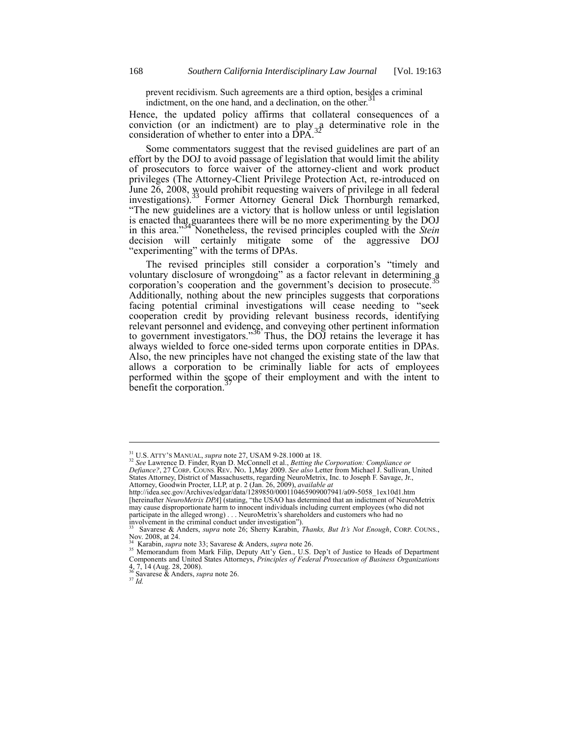prevent recidivism. Such agreements are a third option, besides a criminal indictment, on the one hand, and a declination, on the other.[31]

Hence, the updated policy affirms that collateral consequences of a conviction (or an indictment) are to play a determinative role in the consideration of whether to enter into a DPA.[32]

Some commentators suggest that the revised guidelines are part of an effort by the DOJ to avoid passage of legislation that would limit the ability of prosecutors to force waiver of the attorney-client and work product privileges (The Attorney-Client Privilege Protection Act, re-introduced on June 26, 2008, would prohibit requesting waivers of privilege in all federal investigations).[33] Former Attorney General Dick Thornburgh remarked, "The new guidelines are a victory that is hollow unless or until legislation is enacted that guarantees there will be no more experimenting by the DOJ in this area."[34] Nonetheless, the revised principles coupled with the *Stein* decision will certainly mitigate some of the aggressive DOJ "experimenting" with the terms of DPAs.

The revised principles still consider a corporation's "timely and voluntary disclosure of wrongdoing" as a factor relevant in determining a corporation's cooperation and the government's decision to prosecute.[35] Additionally, nothing about the new principles suggests that corporations facing potential criminal investigations will cease needing to "seek cooperation credit by providing relevant business records, identifying relevant personnel and evidence, and conveying other pertinent information to government investigators."[36] Thus, the DOJ retains the leverage it has always wielded to force one-sided terms upon corporate entities in DPAs. Also, the new principles have not changed the existing state of the law that allows a corporation to be criminally liable for acts of employees performed within the scope of their employment and with the intent to benefit the corporation.[37]

---

[31] U.S. ATTY'S MANUAL, *supra* note 27, USAM 9-28.1000 at 18.

[32] *See* Lawrence D. Finder, Ryan D. McConnell et al., *Betting the Corporation: Compliance or Defiance?*, 27 CORP. COUNS. REV. NO. 1,May 2009. *See also* Letter from Michael J. Sullivan, United States Attorney, District of Massachusetts, regarding NeuroMetrix, Inc. to Joseph F. Savage, Jr., Attorney, Goodwin Procter, LLP, at p. 2 (Jan. 26, 2009), *available at* http://idea.sec.gov/Archives/edgar/data/1289850/000110465909007941/a09-5058_1ex10d1.htm [hereinafter *NeuroMetrix DPA*] (stating, "the USAO has determined that an indictment of NeuroMetrix may cause disproportionate harm to innocent individuals including current employees (who did not participate in the alleged wrong) . . . NeuroMetrix's shareholders and customers who had no involvement in the criminal conduct under investigation").

[33] Savarese & Anders, *supra* note 26; Sherry Karabin, *Thanks, But It's Not Enough*, CORP. COUNS., Nov. 2008, at 24.

[34] Karabin, *supra* note 33; Savarese & Anders, *supra* note 26.

[35] Memorandum from Mark Filip, Deputy Att'y Gen., U.S. Dep't of Justice to Heads of Department Components and United States Attorneys, *Principles of Federal Prosecution of Business Organizations* 4, 7, 14 (Aug. 28, 2008).

[36] Savarese & Anders, *supra* note 26.

[37] *Id.*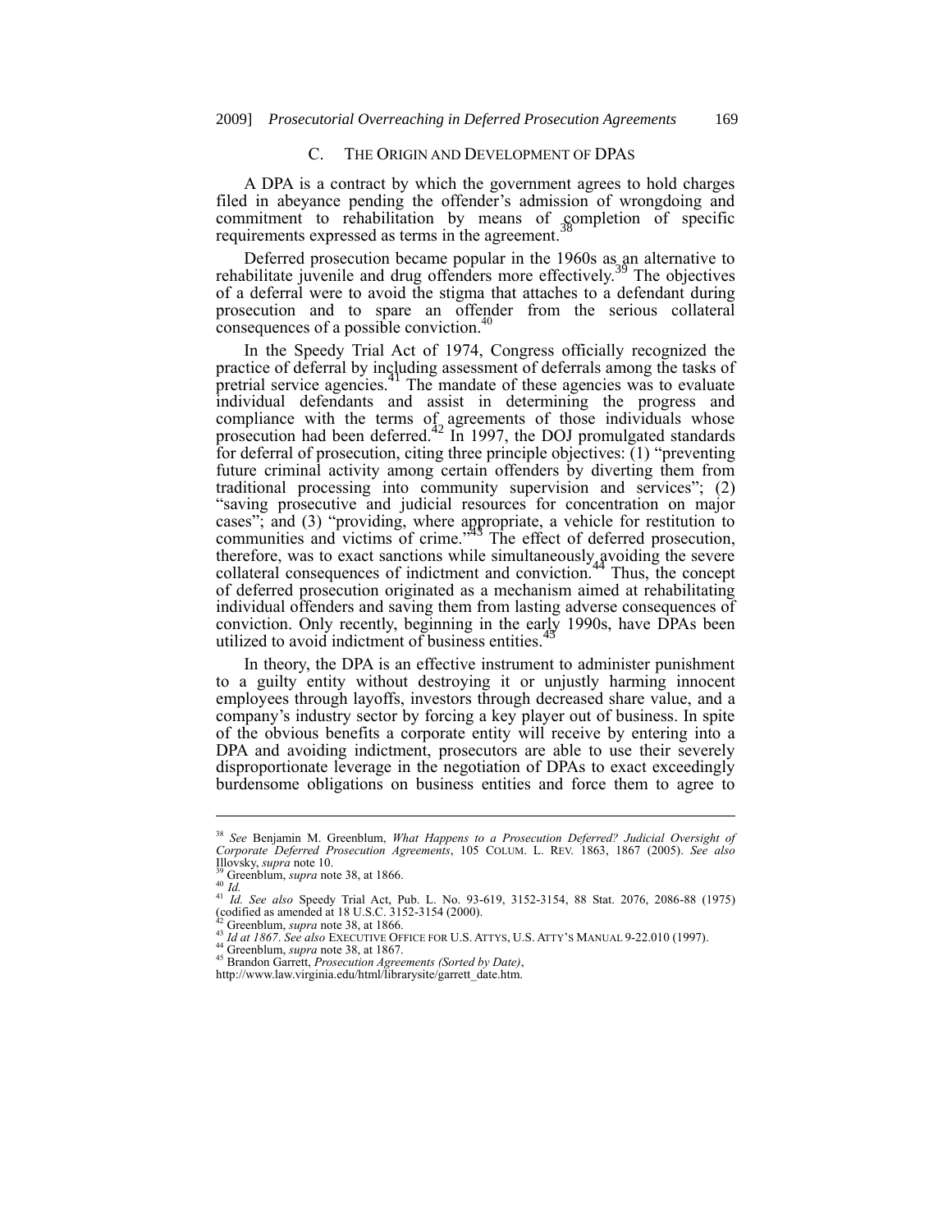### C. THE ORIGIN AND DEVELOPMENT OF DPAS

A DPA is a contract by which the government agrees to hold charges filed in abeyance pending the offender's admission of wrongdoing and commitment to rehabilitation by means of completion of specific requirements expressed as terms in the agreement.[38]

Deferred prosecution became popular in the 1960s as an alternative to rehabilitate juvenile and drug offenders more effectively.[39] The objectives of a deferral were to avoid the stigma that attaches to a defendant during prosecution and to spare an offender from the serious collateral consequences of a possible conviction.[40]

In the Speedy Trial Act of 1974, Congress officially recognized the practice of deferral by including assessment of deferrals among the tasks of pretrial service agencies.[41] The mandate of these agencies was to evaluate individual defendants and assist in determining the progress and compliance with the terms of agreements of those individuals whose prosecution had been deferred.[42] In 1997, the DOJ promulgated standards for deferral of prosecution, citing three principle objectives: (1) "preventing future criminal activity among certain offenders by diverting them from traditional processing into community supervision and services"; (2) "saving prosecutive and judicial resources for concentration on major cases"; and (3) "providing, where appropriate, a vehicle for restitution to communities and victims of crime."[43] The effect of deferred prosecution, therefore, was to exact sanctions while simultaneously avoiding the severe collateral consequences of indictment and conviction.[44] Thus, the concept of deferred prosecution originated as a mechanism aimed at rehabilitating individual offenders and saving them from lasting adverse consequences of conviction. Only recently, beginning in the early 1990s, have DPAs been utilized to avoid indictment of business entities.[45]

In theory, the DPA is an effective instrument to administer punishment to a guilty entity without destroying it or unjustly harming innocent employees through layoffs, investors through decreased share value, and a company's industry sector by forcing a key player out of business. In spite of the obvious benefits a corporate entity will receive by entering into a DPA and avoiding indictment, prosecutors are able to use their severely disproportionate leverage in the negotiation of DPAs to exact exceedingly burdensome obligations on business entities and force them to agree to

---

[38] *See* Benjamin M. Greenblum, *What Happens to a Prosecution Deferred? Judicial Oversight of Corporate Deferred Prosecution Agreements*, 105 COLUM. L. REV. 1863, 1867 (2005). *See also* Illovsky, *supra* note 10.

[39] Greenblum, *supra* note 38, at 1866.

[40] *Id.*

[41] *Id. See also* Speedy Trial Act, Pub. L. No. 93-619, 3152-3154, 88 Stat. 2076, 2086-88 (1975) (codified as amended at 18 U.S.C. 3152-3154 (2000).

[42] Greenblum, *supra* note 38, at 1866.

[43] *Id at 1867*. *See also* EXECUTIVE OFFICE FOR U.S. ATTYS, U.S. ATTY'S MANUAL 9-22.010 (1997).

[44] Greenblum, *supra* note 38, at 1867.

[45] Brandon Garrett, *Prosecution Agreements (Sorted by Date)*, http://www.law.virginia.edu/html/librarysite/garrett_date.htm.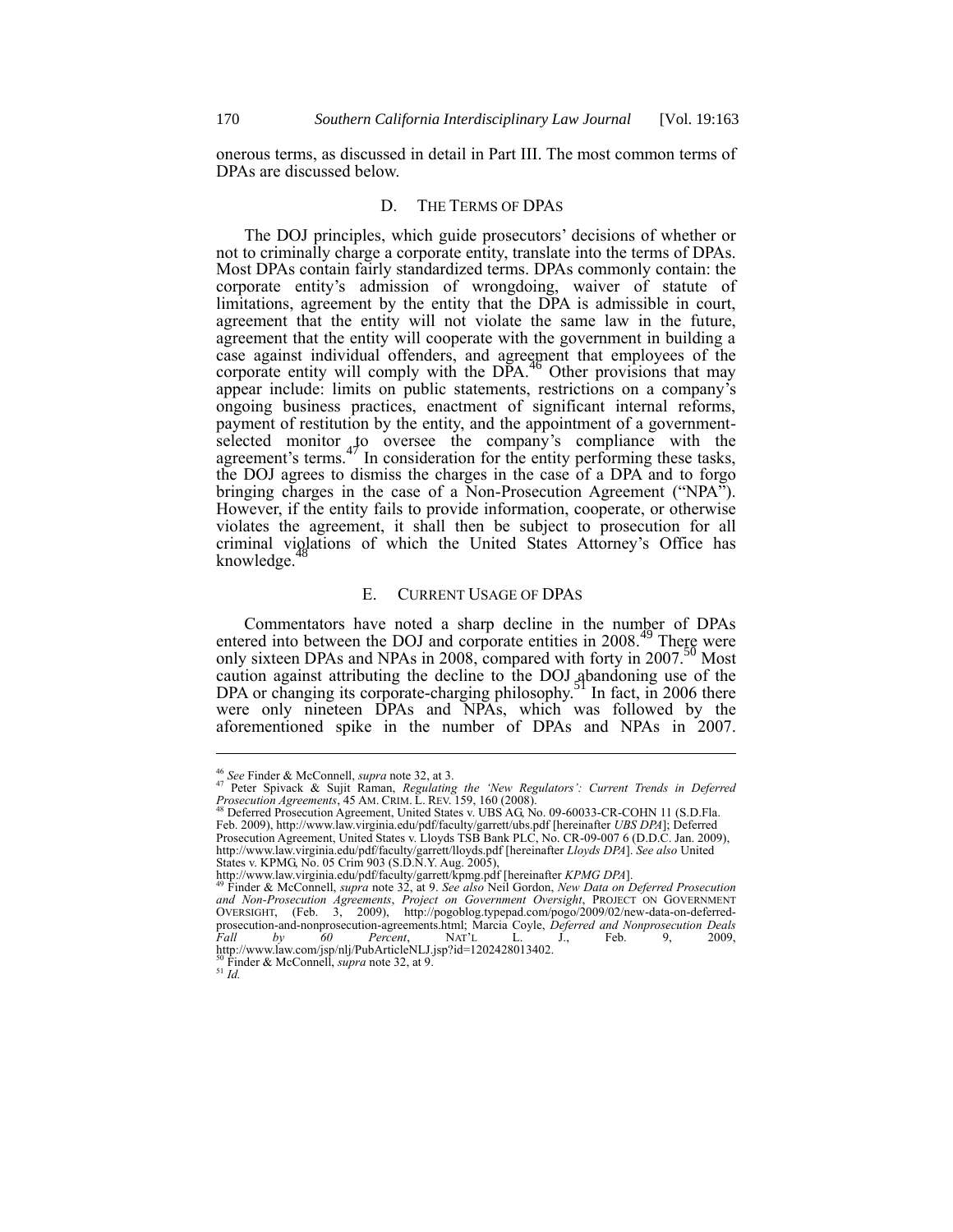onerous terms, as discussed in detail in Part III. The most common terms of DPAs are discussed below.

### D. THE TERMS OF DPAS

The DOJ principles, which guide prosecutors' decisions of whether or not to criminally charge a corporate entity, translate into the terms of DPAs. Most DPAs contain fairly standardized terms. DPAs commonly contain: the corporate entity's admission of wrongdoing, waiver of statute of limitations, agreement by the entity that the DPA is admissible in court, agreement that the entity will not violate the same law in the future, agreement that the entity will cooperate with the government in building a case against individual offenders, and agreement that employees of the corporate entity will comply with the DPA.[46] Other provisions that may appear include: limits on public statements, restrictions on a company's ongoing business practices, enactment of significant internal reforms, payment of restitution by the entity, and the appointment of a government-selected monitor to oversee the company's compliance with the agreement's terms.[47] In consideration for the entity performing these tasks, the DOJ agrees to dismiss the charges in the case of a DPA and to forgo bringing charges in the case of a Non-Prosecution Agreement ("NPA"). However, if the entity fails to provide information, cooperate, or otherwise violates the agreement, it shall then be subject to prosecution for all criminal violations of which the United States Attorney's Office has knowledge.[48]

### E. CURRENT USAGE OF DPAS

Commentators have noted a sharp decline in the number of DPAs entered into between the DOJ and corporate entities in 2008.[49] There were only sixteen DPAs and NPAs in 2008, compared with forty in 2007.[50] Most caution against attributing the decline to the DOJ abandoning use of the DPA or changing its corporate-charging philosophy.[51] In fact, in 2006 there were only nineteen DPAs and NPAs, which was followed by the aforementioned spike in the number of DPAs and NPAs in 2007.

---

[46] *See* Finder & McConnell, *supra* note 32, at 3.

[47] Peter Spivack & Sujit Raman, *Regulating the 'New Regulators': Current Trends in Deferred Prosecution Agreements*, 45 AM. CRIM. L. REV. 159, 160 (2008).

[48] Deferred Prosecution Agreement, United States v. UBS AG, No. 09-60033-CR-COHN 11 (S.D.Fla. Feb. 2009), http://www.law.virginia.edu/pdf/faculty/garrett/ubs.pdf [hereinafter *UBS DPA*]; Deferred Prosecution Agreement, United States v. Lloyds TSB Bank PLC, No. CR-09-007 6 (D.D.C. Jan. 2009), http://www.law.virginia.edu/pdf/faculty/garrett/lloyds.pdf [hereinafter *Lloyds DPA*]. *See also* United States v. KPMG, No. 05 Crim 903 (S.D.N.Y. Aug. 2005), http://www.law.virginia.edu/pdf/faculty/garrett/kpmg.pdf [hereinafter *KPMG DPA*].

[49] Finder & McConnell, *supra* note 32, at 9. *See also* Neil Gordon, *New Data on Deferred Prosecution and Non-Prosecution Agreements*, *Project on Government Oversight*, PROJECT ON GOVERNMENT OVERSIGHT, (Feb. 3, 2009), http://pogoblog.typepad.com/pogo/2009/02/new-data-on-deferred-prosecution-and-nonprosecution-agreements.html; Marcia Coyle, *Deferred and Nonprosecution Deals Fall by 60 Percent*, NAT'L L. J., Feb. 9, 2009, http://www.law.com/jsp/nlj/PubArticleNLJ.jsp?id=1202428013402.

[50] Finder & McConnell, *supra* note 32, at 9.

[51] *Id.*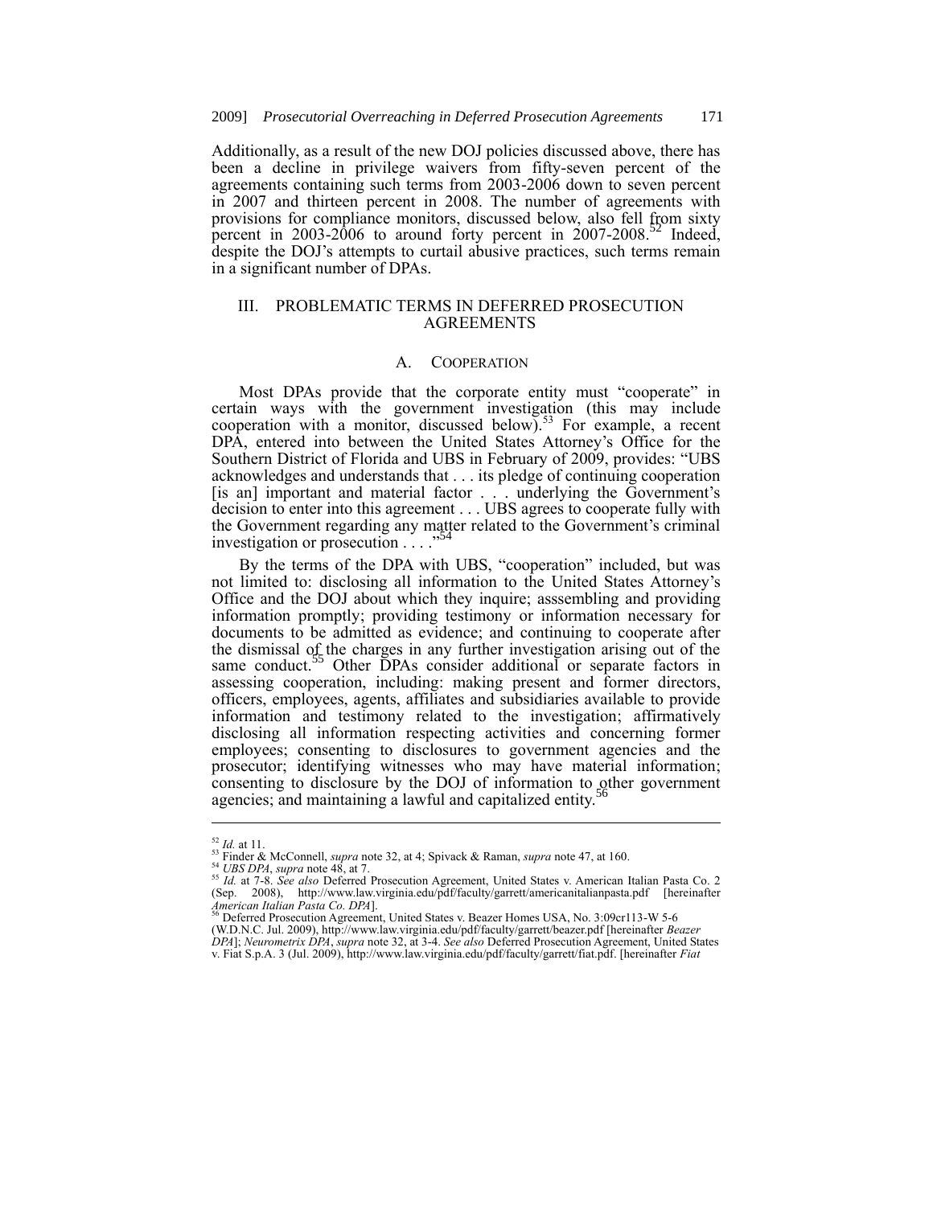Additionally, as a result of the new DOJ policies discussed above, there has been a decline in privilege waivers from fifty-seven percent of the agreements containing such terms from 2003-2006 down to seven percent in 2007 and thirteen percent in 2008. The number of agreements with provisions for compliance monitors, discussed below, also fell from sixty percent in 2003-2006 to around forty percent in 2007-2008.[52] Indeed, despite the DOJ's attempts to curtail abusive practices, such terms remain in a significant number of DPAs.

## III. PROBLEMATIC TERMS IN DEFERRED PROSECUTION AGREEMENTS

### A. COOPERATION

Most DPAs provide that the corporate entity must "cooperate" in certain ways with the government investigation (this may include cooperation with a monitor, discussed below).[53] For example, a recent DPA, entered into between the United States Attorney's Office for the Southern District of Florida and UBS in February of 2009, provides: "UBS acknowledges and understands that . . . its pledge of continuing cooperation [is an] important and material factor . . . underlying the Government's decision to enter into this agreement . . . UBS agrees to cooperate fully with the Government regarding any matter related to the Government's criminal investigation or prosecution . . . ."[54]

By the terms of the DPA with UBS, "cooperation" included, but was not limited to: disclosing all information to the United States Attorney's Office and the DOJ about which they inquire; asssembling and providing information promptly; providing testimony or information necessary for documents to be admitted as evidence; and continuing to cooperate after the dismissal of the charges in any further investigation arising out of the same conduct.[55] Other DPAs consider additional or separate factors in assessing cooperation, including: making present and former directors, officers, employees, agents, affiliates and subsidiaries available to provide information and testimony related to the investigation; affirmatively disclosing all information respecting activities and concerning former employees; consenting to disclosures to government agencies and the prosecutor; identifying witnesses who may have material information; consenting to disclosure by the DOJ of information to other government agencies; and maintaining a lawful and capitalized entity.[56]

---

[52] *Id.* at 11.

[53] Finder & McConnell, *supra* note 32, at 4; Spivack & Raman, *supra* note 47, at 160.

[54] *UBS DPA*, *supra* note 48, at 7.

[55] *Id.* at 7-8. *See also* Deferred Prosecution Agreement, United States v. American Italian Pasta Co. 2 (Sep. 2008), http://www.law.virginia.edu/pdf/faculty/garrett/americanitalianpasta.pdf [hereinafter *American Italian Pasta Co. DPA*].

[56] Deferred Prosecution Agreement, United States v. Beazer Homes USA, No. 3:09cr113-W 5-6 (W.D.N.C. Jul. 2009), http://www.law.virginia.edu/pdf/faculty/garrett/beazer.pdf [hereinafter *Beazer DPA*]; *Neurometrix DPA*, *supra* note 32, at 3-4. *See also* Deferred Prosecution Agreement, United States v. Fiat S.p.A. 3 (Jul. 2009), http://www.law.virginia.edu/pdf/faculty/garrett/fiat.pdf. [hereinafter *Fiat*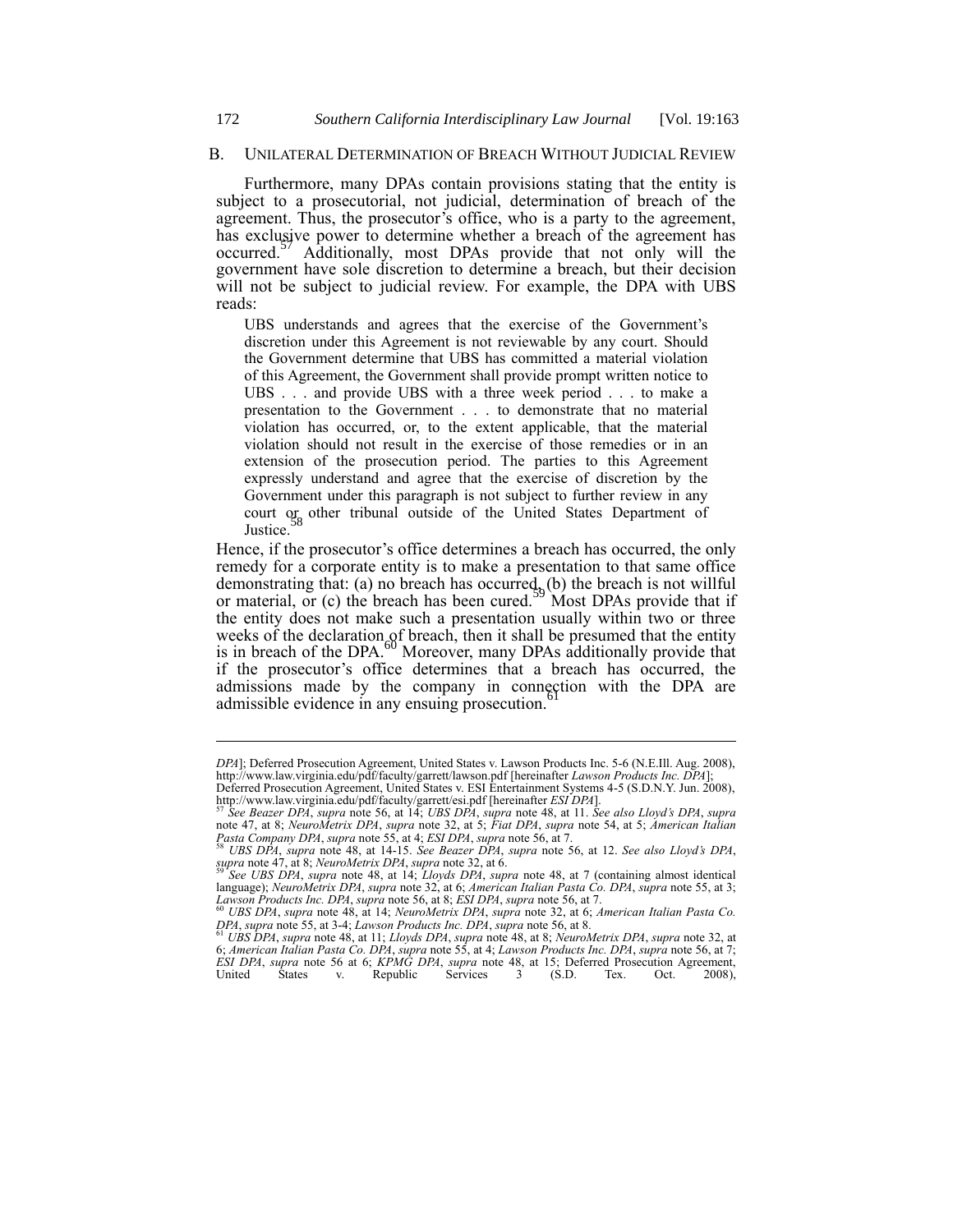## B. UNILATERAL DETERMINATION OF BREACH WITHOUT JUDICIAL REVIEW

Furthermore, many DPAs contain provisions stating that the entity is subject to a prosecutorial, not judicial, determination of breach of the agreement. Thus, the prosecutor's office, who is a party to the agreement, has exclusive power to determine whether a breach of the agreement has occurred.[57] Additionally, most DPAs provide that not only will the government have sole discretion to determine a breach, but their decision will not be subject to judicial review. For example, the DPA with UBS reads:

> UBS understands and agrees that the exercise of the Government's discretion under this Agreement is not reviewable by any court. Should the Government determine that UBS has committed a material violation of this Agreement, the Government shall provide prompt written notice to UBS . . . and provide UBS with a three week period . . . to make a presentation to the Government . . . to demonstrate that no material violation has occurred, or, to the extent applicable, that the material violation should not result in the exercise of those remedies or in an extension of the prosecution period. The parties to this Agreement expressly understand and agree that the exercise of discretion by the Government under this paragraph is not subject to further review in any court or other tribunal outside of the United States Department of Justice.[58]

Hence, if the prosecutor's office determines a breach has occurred, the only remedy for a corporate entity is to make a presentation to that same office demonstrating that: (a) no breach has occurred, (b) the breach is not willful or material, or (c) the breach has been cured.[59] Most DPAs provide that if the entity does not make such a presentation usually within two or three weeks of the declaration of breach, then it shall be presumed that the entity is in breach of the DPA.[60] Moreover, many DPAs additionally provide that if the prosecutor's office determines that a breach has occurred, the admissions made by the company in connection with the DPA are admissible evidence in any ensuing prosecution.[61]

---

*DPA*]; Deferred Prosecution Agreement, United States v. Lawson Products Inc. 5-6 (N.E.Ill. Aug. 2008), http://www.law.virginia.edu/pdf/faculty/garrett/lawson.pdf [hereinafter *Lawson Products Inc. DPA*]; Deferred Prosecution Agreement, United States v. ESI Entertainment Systems 4-5 (S.D.N.Y. Jun. 2008), http://www.law.virginia.edu/pdf/faculty/garrett/esi.pdf [hereinafter *ESI DPA*].

[57] *See Beazer DPA*, *supra* note 56, at 14; *UBS DPA*, *supra* note 48, at 11. *See also Lloyd's DPA*, *supra* note 47, at 8; *NeuroMetrix DPA*, *supra* note 32, at 5; *Fiat DPA*, *supra* note 54, at 5; *American Italian Pasta Company DPA*, *supra* note 55, at 4; *ESI DPA*, *supra* note 56, at 7.

[58] *UBS DPA*, *supra* note 48, at 14-15. *See Beazer DPA*, *supra* note 56, at 12. *See also Lloyd's DPA*, *supra* note 47, at 8; *NeuroMetrix DPA*, *supra* note 32, at 6.

[59] *See UBS DPA*, *supra* note 48, at 14; *Lloyds DPA*, *supra* note 48, at 7 (containing almost identical language); *NeuroMetrix DPA*, *supra* note 32, at 6; *American Italian Pasta Co. DPA*, *supra* note 55, at 3; *Lawson Products Inc. DPA*, *supra* note 56, at 8; *ESI DPA*, *supra* note 56, at 7.

[60] *UBS DPA*, *supra* note 48, at 14; *NeuroMetrix DPA*, *supra* note 32, at 6; *American Italian Pasta Co. DPA*, *supra* note 55, at 3-4; *Lawson Products Inc. DPA*, *supra* note 56, at 8.

[61] *UBS DPA*, *supra* note 48, at 11; *Lloyds DPA*, *supra* note 48, at 8; *NeuroMetrix DPA*, *supra* note 32, at 6; *American Italian Pasta Co. DPA*, *supra* note 55, at 4; *Lawson Products Inc. DPA*, *supra* note 56, at 7; *ESI DPA*, *supra* note 56 at 6; *KPMG DPA*, *supra* note 48, at 15; Deferred Prosecution Agreement, United States v. Republic Services 3 (S.D. Tex. Oct. 2008),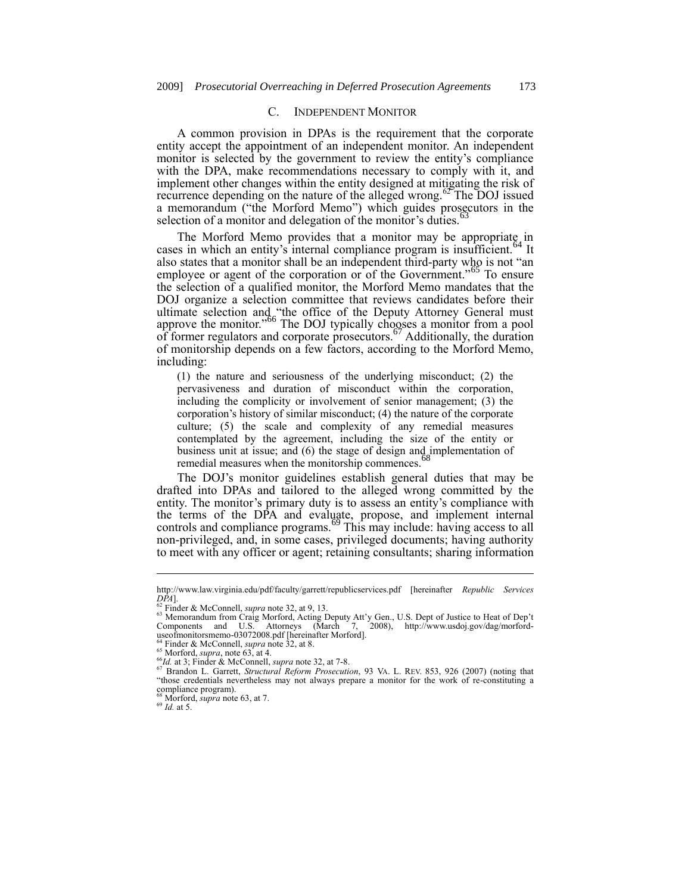### C. INDEPENDENT MONITOR

A common provision in DPAs is the requirement that the corporate entity accept the appointment of an independent monitor. An independent monitor is selected by the government to review the entity's compliance with the DPA, make recommendations necessary to comply with it, and implement other changes within the entity designed at mitigating the risk of recurrence depending on the nature of the alleged wrong.[62] The DOJ issued a memorandum ("the Morford Memo") which guides prosecutors in the selection of a monitor and delegation of the monitor's duties.[63]

The Morford Memo provides that a monitor may be appropriate in cases in which an entity's internal compliance program is insufficient.[64] It also states that a monitor shall be an independent third-party who is not "an employee or agent of the corporation or of the Government."[65] To ensure the selection of a qualified monitor, the Morford Memo mandates that the DOJ organize a selection committee that reviews candidates before their ultimate selection and "the office of the Deputy Attorney General must approve the monitor."[66] The DOJ typically chooses a monitor from a pool of former regulators and corporate prosecutors.[67] Additionally, the duration of monitorship depends on a few factors, according to the Morford Memo, including:

> (1) the nature and seriousness of the underlying misconduct; (2) the pervasiveness and duration of misconduct within the corporation, including the complicity or involvement of senior management; (3) the corporation's history of similar misconduct; (4) the nature of the corporate culture; (5) the scale and complexity of any remedial measures contemplated by the agreement, including the size of the entity or business unit at issue; and (6) the stage of design and implementation of remedial measures when the monitorship commences.[68]

The DOJ's monitor guidelines establish general duties that may be drafted into DPAs and tailored to the alleged wrong committed by the entity. The monitor's primary duty is to assess an entity's compliance with the terms of the DPA and evaluate, propose, and implement internal controls and compliance programs.[69] This may include: having access to all non-privileged, and, in some cases, privileged documents; having authority to meet with any officer or agent; retaining consultants; sharing information

---

http://www.law.virginia.edu/pdf/faculty/garrett/republicservices.pdf [hereinafter *Republic Services DPA*].

[62] Finder & McConnell, *supra* note 32, at 9, 13.

[63] Memorandum from Craig Morford, Acting Deputy Att'y Gen., U.S. Dept of Justice to Heat of Dep't Components and U.S. Attorneys (March 7, 2008), http://www.usdoj.gov/dag/morford-useofmonitorsmemo-03072008.pdf [hereinafter Morford].

[64] Finder & McConnell, *supra* note 32, at 8.

[65] Morford, *supra*, note 63, at 4.

[66] *Id.* at 3; Finder & McConnell, *supra* note 32, at 7-8.

[67] Brandon L. Garrett, *Structural Reform Prosecution*, 93 VA. L. REV. 853, 926 (2007) (noting that "those credentials nevertheless may not always prepare a monitor for the work of re-constituting a compliance program).

[68] Morford, *supra* note 63, at 7.

[69] *Id.* at 5.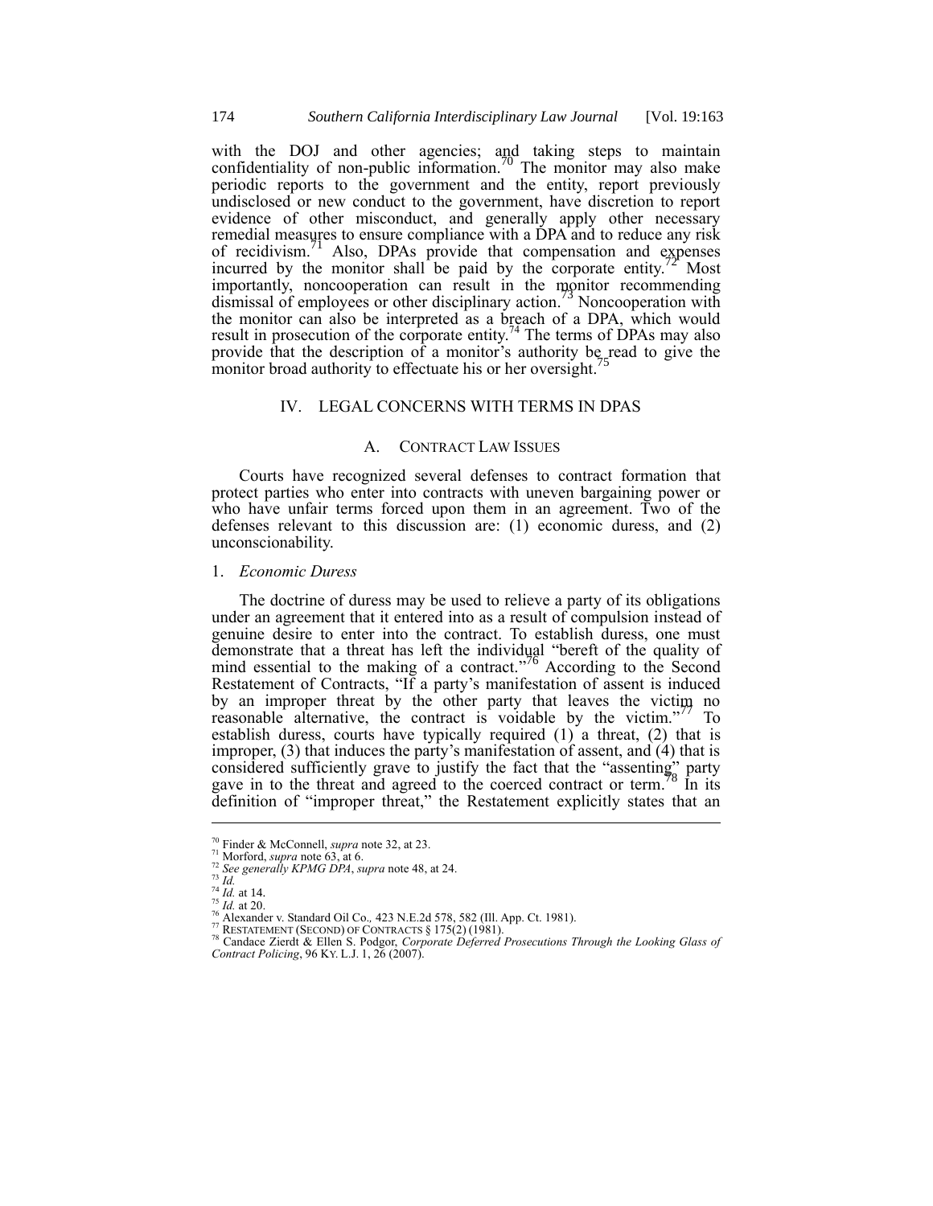with the DOJ and other agencies; and taking steps to maintain confidentiality of non-public information.[70] The monitor may also make periodic reports to the government and the entity, report previously undisclosed or new conduct to the government, have discretion to report evidence of other misconduct, and generally apply other necessary remedial measures to ensure compliance with a DPA and to reduce any risk of recidivism.[71] Also, DPAs provide that compensation and expenses incurred by the monitor shall be paid by the corporate entity.[72] Most importantly, noncooperation can result in the monitor recommending dismissal of employees or other disciplinary action.[73] Noncooperation with the monitor can also be interpreted as a breach of a DPA, which would result in prosecution of the corporate entity.[74] The terms of DPAs may also provide that the description of a monitor's authority be read to give the monitor broad authority to effectuate his or her oversight.[75]

## IV. LEGAL CONCERNS WITH TERMS IN DPAS

### A. CONTRACT LAW ISSUES

Courts have recognized several defenses to contract formation that protect parties who enter into contracts with uneven bargaining power or who have unfair terms forced upon them in an agreement. Two of the defenses relevant to this discussion are: (1) economic duress, and (2) unconscionability.

#### 1. *Economic Duress*

The doctrine of duress may be used to relieve a party of its obligations under an agreement that it entered into as a result of compulsion instead of genuine desire to enter into the contract. To establish duress, one must demonstrate that a threat has left the individual "bereft of the quality of mind essential to the making of a contract."[76] According to the Second Restatement of Contracts, "If a party's manifestation of assent is induced by an improper threat by the other party that leaves the victim no reasonable alternative, the contract is voidable by the victim."[77] To establish duress, courts have typically required (1) a threat, (2) that is improper, (3) that induces the party's manifestation of assent, and (4) that is considered sufficiently grave to justify the fact that the "assenting" party gave in to the threat and agreed to the coerced contract or term.[78] In its definition of "improper threat," the Restatement explicitly states that an

---

[70] Finder & McConnell, *supra* note 32, at 23.
[71] Morford, *supra* note 63, at 6.
[72] *See generally KPMG DPA*, *supra* note 48, at 24.
[73] *Id.*
[74] *Id.* at 14.
[75] *Id.* at 20.
[76] Alexander v. Standard Oil Co., 423 N.E.2d 578, 582 (Ill. App. Ct. 1981).
[77] RESTATEMENT (SECOND) OF CONTRACTS § 175(2) (1981).
[78] Candace Zierdt & Ellen S. Podgor, *Corporate Deferred Prosecutions Through the Looking Glass of Contract Policing*, 96 KY. L.J. 1, 26 (2007).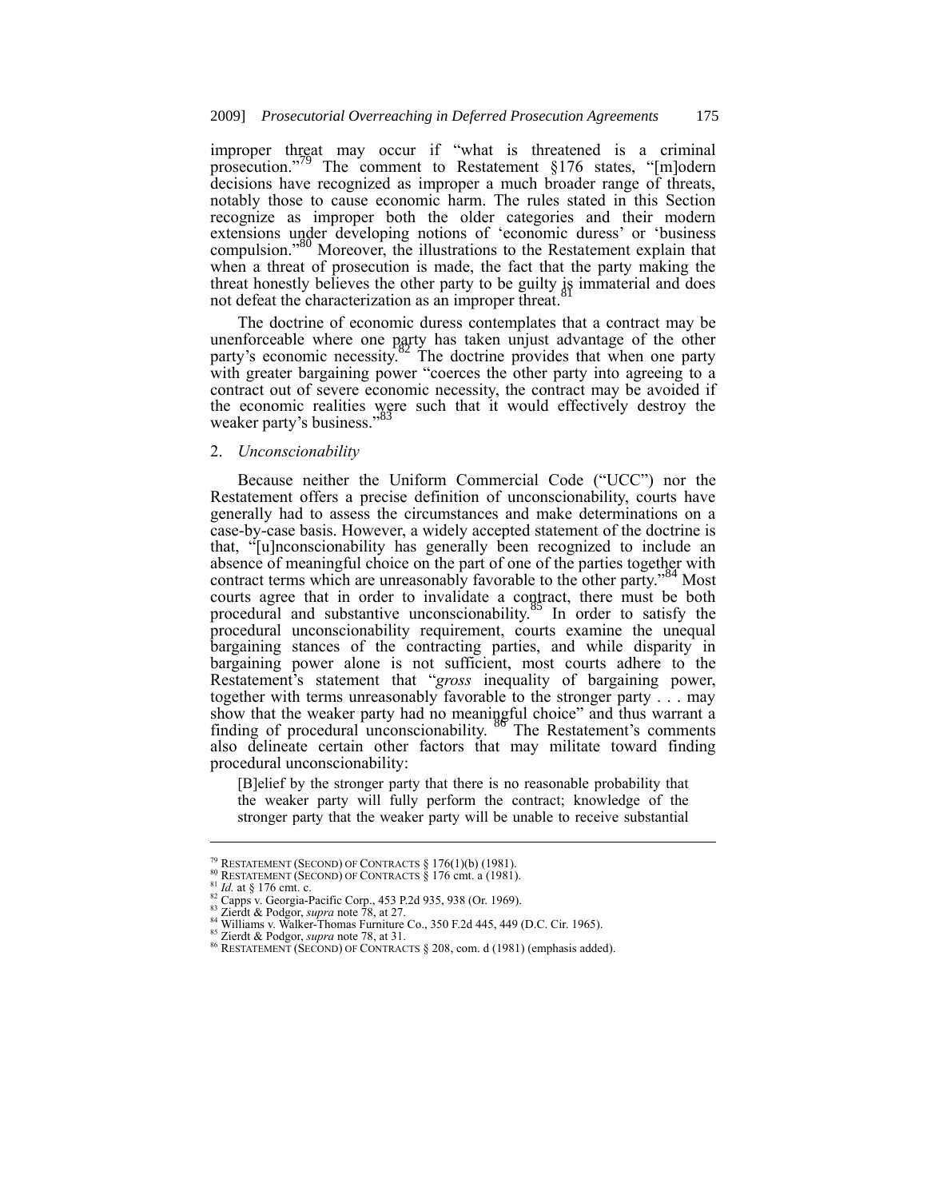improper threat may occur if "what is threatened is a criminal prosecution."[79] The comment to Restatement §176 states, "[m]odern decisions have recognized as improper a much broader range of threats, notably those to cause economic harm. The rules stated in this Section recognize as improper both the older categories and their modern extensions under developing notions of 'economic duress' or 'business compulsion."[80] Moreover, the illustrations to the Restatement explain that when a threat of prosecution is made, the fact that the party making the threat honestly believes the other party to be guilty is immaterial and does not defeat the characterization as an improper threat.[81]

The doctrine of economic duress contemplates that a contract may be unenforceable where one party has taken unjust advantage of the other party's economic necessity.[82] The doctrine provides that when one party with greater bargaining power "coerces the other party into agreeing to a contract out of severe economic necessity, the contract may be avoided if the economic realities were such that it would effectively destroy the weaker party's business."[83]

2. *Unconscionability*

Because neither the Uniform Commercial Code ("UCC") nor the Restatement offers a precise definition of unconscionability, courts have generally had to assess the circumstances and make determinations on a case-by-case basis. However, a widely accepted statement of the doctrine is that, "[u]nconscionability has generally been recognized to include an absence of meaningful choice on the part of one of the parties together with contract terms which are unreasonably favorable to the other party."[84] Most courts agree that in order to invalidate a contract, there must be both procedural and substantive unconscionability.[85] In order to satisfy the procedural unconscionability requirement, courts examine the unequal bargaining stances of the contracting parties, and while disparity in bargaining power alone is not sufficient, most courts adhere to the Restatement's statement that "*gross* inequality of bargaining power, together with terms unreasonably favorable to the stronger party . . . may show that the weaker party had no meaningful choice" and thus warrant a finding of procedural unconscionability.[86] The Restatement's comments also delineate certain other factors that may militate toward finding procedural unconscionability:

> [B]elief by the stronger party that there is no reasonable probability that the weaker party will fully perform the contract; knowledge of the stronger party that the weaker party will be unable to receive substantial

---

[79] RESTATEMENT (SECOND) OF CONTRACTS § 176(1)(b) (1981).
[80] RESTATEMENT (SECOND) OF CONTRACTS § 176 cmt. a (1981).
[81] *Id.* at § 176 cmt. c.
[82] Capps v. Georgia-Pacific Corp., 453 P.2d 935, 938 (Or. 1969).
[83] Zierdt & Podgor, *supra* note 78, at 27.
[84] Williams v. Walker-Thomas Furniture Co., 350 F.2d 445, 449 (D.C. Cir. 1965).
[85] Zierdt & Podgor, *supra* note 78, at 31.
[86] RESTATEMENT (SECOND) OF CONTRACTS § 208, com. d (1981) (emphasis added).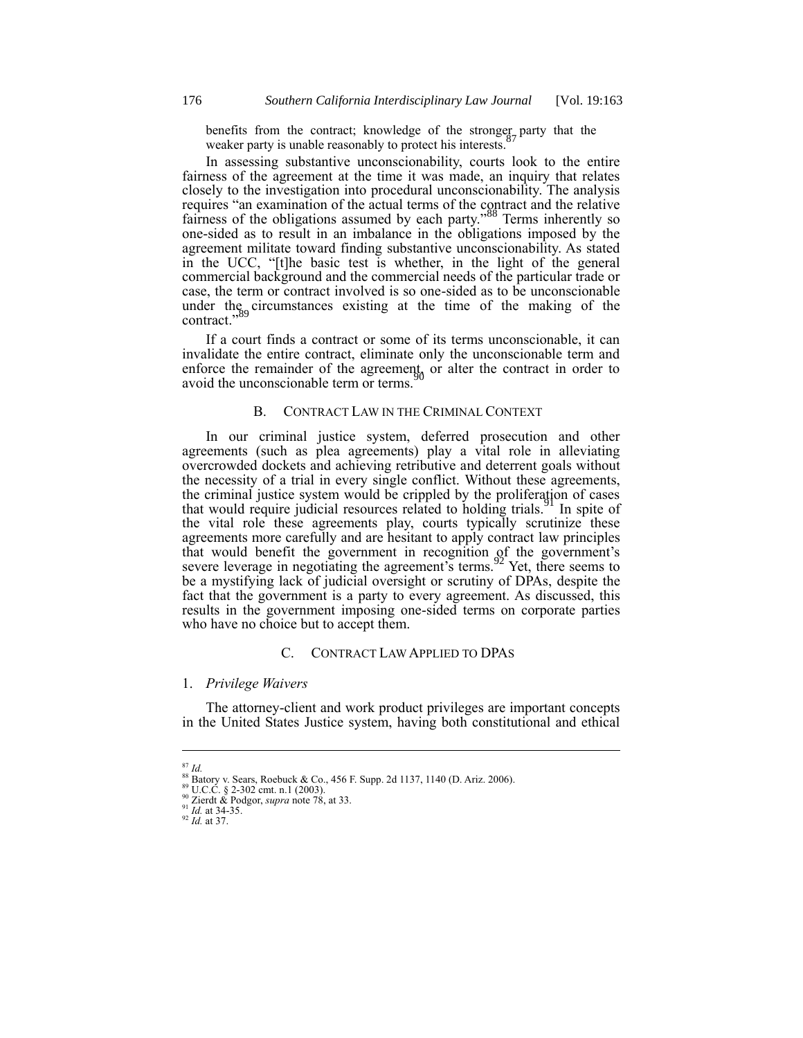benefits from the contract; knowledge of the stronger party that the weaker party is unable reasonably to protect his interests.[87]

In assessing substantive unconscionability, courts look to the entire fairness of the agreement at the time it was made, an inquiry that relates closely to the investigation into procedural unconscionability. The analysis requires "an examination of the actual terms of the contract and the relative fairness of the obligations assumed by each party."[88] Terms inherently so one-sided as to result in an imbalance in the obligations imposed by the agreement militate toward finding substantive unconscionability. As stated in the UCC, "[t]he basic test is whether, in the light of the general commercial background and the commercial needs of the particular trade or case, the term or contract involved is so one-sided as to be unconscionable under the circumstances existing at the time of the making of the contract."[89]

If a court finds a contract or some of its terms unconscionable, it can invalidate the entire contract, eliminate only the unconscionable term and enforce the remainder of the agreement, or alter the contract in order to avoid the unconscionable term or terms.[90]

### B. CONTRACT LAW IN THE CRIMINAL CONTEXT

In our criminal justice system, deferred prosecution and other agreements (such as plea agreements) play a vital role in alleviating overcrowded dockets and achieving retributive and deterrent goals without the necessity of a trial in every single conflict. Without these agreements, the criminal justice system would be crippled by the proliferation of cases that would require judicial resources related to holding trials.[91] In spite of the vital role these agreements play, courts typically scrutinize these agreements more carefully and are hesitant to apply contract law principles that would benefit the government in recognition of the government's severe leverage in negotiating the agreement's terms.[92] Yet, there seems to be a mystifying lack of judicial oversight or scrutiny of DPAs, despite the fact that the government is a party to every agreement. As discussed, this results in the government imposing one-sided terms on corporate parties who have no choice but to accept them.

### C. CONTRACT LAW APPLIED TO DPAS

#### 1. *Privilege Waivers*

The attorney-client and work product privileges are important concepts in the United States Justice system, having both constitutional and ethical

---

[87] *Id.*

[88] Batory v. Sears, Roebuck & Co., 456 F. Supp. 2d 1137, 1140 (D. Ariz. 2006).

[89] U.C.C. § 2-302 cmt. n.1 (2003).

[90] Zierdt & Podgor, *supra* note 78, at 33.

[91] *Id.* at 34-35.

[92] *Id.* at 37.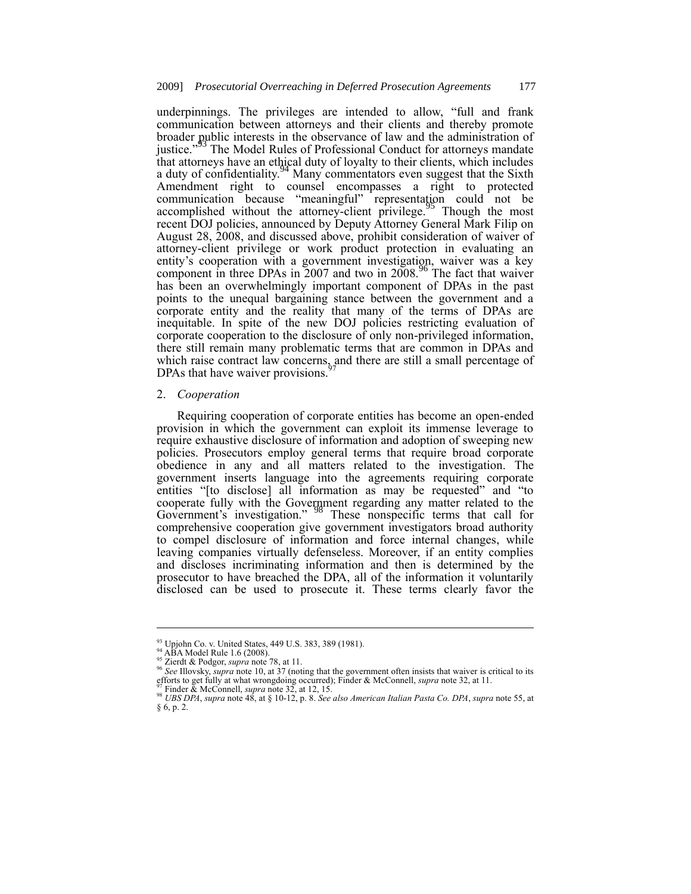underpinnings. The privileges are intended to allow, "full and frank communication between attorneys and their clients and thereby promote broader public interests in the observance of law and the administration of justice."[93] The Model Rules of Professional Conduct for attorneys mandate that attorneys have an ethical duty of loyalty to their clients, which includes a duty of confidentiality.[94] Many commentators even suggest that the Sixth Amendment right to counsel encompasses a right to protected communication because "meaningful" representation could not be accomplished without the attorney-client privilege.[95] Though the most recent DOJ policies, announced by Deputy Attorney General Mark Filip on August 28, 2008, and discussed above, prohibit consideration of waiver of attorney-client privilege or work product protection in evaluating an entity's cooperation with a government investigation, waiver was a key component in three DPAs in 2007 and two in 2008.[96] The fact that waiver has been an overwhelmingly important component of DPAs in the past points to the unequal bargaining stance between the government and a corporate entity and the reality that many of the terms of DPAs are inequitable. In spite of the new DOJ policies restricting evaluation of corporate cooperation to the disclosure of only non-privileged information, there still remain many problematic terms that are common in DPAs and which raise contract law concerns, and there are still a small percentage of DPAs that have waiver provisions.[97]

2. *Cooperation*

Requiring cooperation of corporate entities has become an open-ended provision in which the government can exploit its immense leverage to require exhaustive disclosure of information and adoption of sweeping new policies. Prosecutors employ general terms that require broad corporate obedience in any and all matters related to the investigation. The government inserts language into the agreements requiring corporate entities "[to disclose] all information as may be requested" and "to cooperate fully with the Government regarding any matter related to the Government's investigation." [98] These nonspecific terms that call for comprehensive cooperation give government investigators broad authority to compel disclosure of information and force internal changes, while leaving companies virtually defenseless. Moreover, if an entity complies and discloses incriminating information and then is determined by the prosecutor to have breached the DPA, all of the information it voluntarily disclosed can be used to prosecute it. These terms clearly favor the

---

[93] Upjohn Co. v. United States, 449 U.S. 383, 389 (1981).
[94] ABA Model Rule 1.6 (2008).
[95] Zierdt & Podgor, *supra* note 78, at 11.
[96] *See* Illovsky, *supra* note 10, at 37 (noting that the government often insists that waiver is critical to its efforts to get fully at what wrongdoing occurred); Finder & McConnell, *supra* note 32, at 11.
[97] Finder & McConnell, *supra* note 32, at 12, 15.
[98] *UBS DPA*, *supra* note 48, at § 10-12, p. 8. *See also American Italian Pasta Co. DPA*, *supra* note 55, at § 6, p. 2.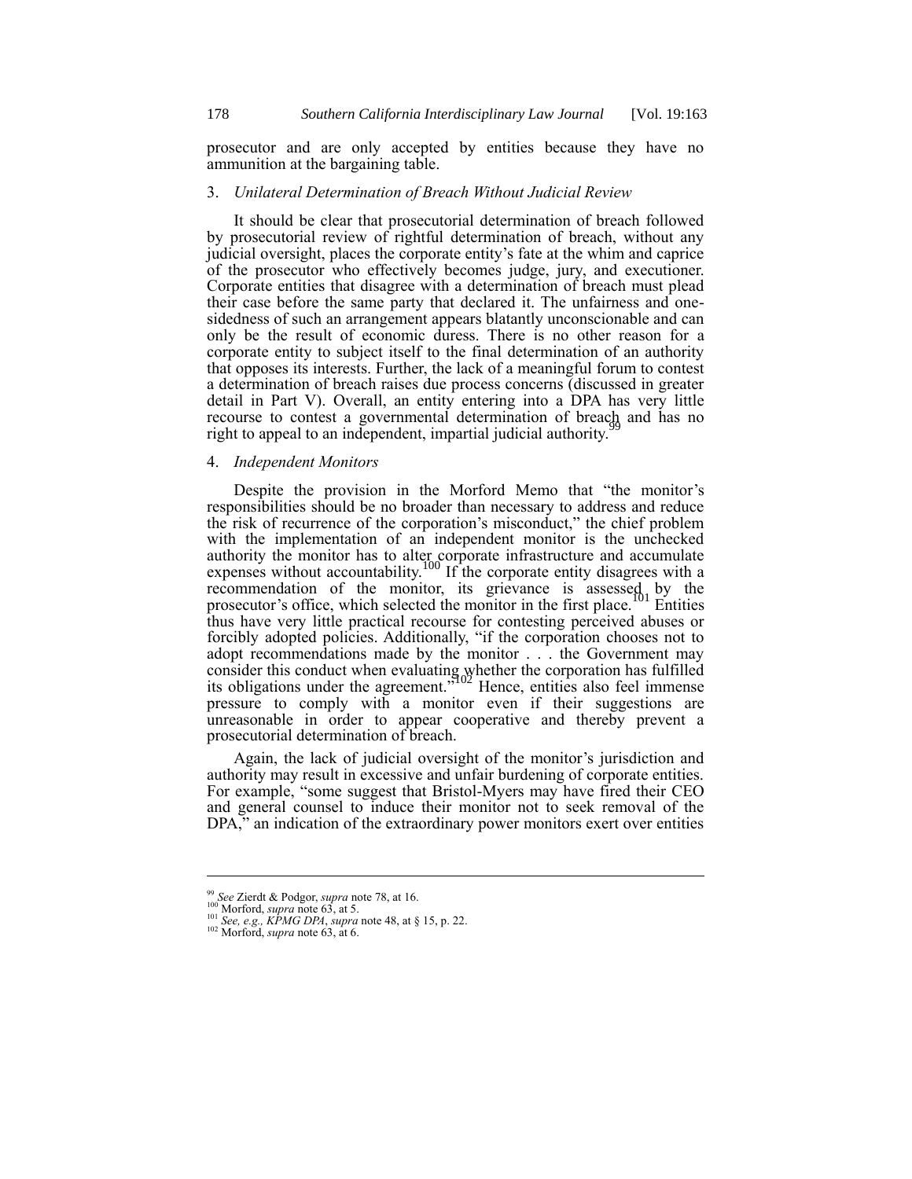prosecutor and are only accepted by entities because they have no ammunition at the bargaining table.

### 3. *Unilateral Determination of Breach Without Judicial Review*

It should be clear that prosecutorial determination of breach followed by prosecutorial review of rightful determination of breach, without any judicial oversight, places the corporate entity's fate at the whim and caprice of the prosecutor who effectively becomes judge, jury, and executioner. Corporate entities that disagree with a determination of breach must plead their case before the same party that declared it. The unfairness and one-sidedness of such an arrangement appears blatantly unconscionable and can only be the result of economic duress. There is no other reason for a corporate entity to subject itself to the final determination of an authority that opposes its interests. Further, the lack of a meaningful forum to contest a determination of breach raises due process concerns (discussed in greater detail in Part V). Overall, an entity entering into a DPA has very little recourse to contest a governmental determination of breach and has no right to appeal to an independent, impartial judicial authority.[99]

### 4. *Independent Monitors*

Despite the provision in the Morford Memo that "the monitor's responsibilities should be no broader than necessary to address and reduce the risk of recurrence of the corporation's misconduct," the chief problem with the implementation of an independent monitor is the unchecked authority the monitor has to alter corporate infrastructure and accumulate expenses without accountability.[100] If the corporate entity disagrees with a recommendation of the monitor, its grievance is assessed by the prosecutor's office, which selected the monitor in the first place.[101] Entities thus have very little practical recourse for contesting perceived abuses or forcibly adopted policies. Additionally, "if the corporation chooses not to adopt recommendations made by the monitor . . . the Government may consider this conduct when evaluating whether the corporation has fulfilled its obligations under the agreement."[102] Hence, entities also feel immense pressure to comply with a monitor even if their suggestions are unreasonable in order to appear cooperative and thereby prevent a prosecutorial determination of breach.

Again, the lack of judicial oversight of the monitor's jurisdiction and authority may result in excessive and unfair burdening of corporate entities. For example, "some suggest that Bristol-Myers may have fired their CEO and general counsel to induce their monitor not to seek removal of the DPA," an indication of the extraordinary power monitors exert over entities

---

[99] *See* Zierdt & Podgor, *supra* note 78, at 16.
[100] Morford, *supra* note 63, at 5.
[101] *See, e.g.*, *KPMG DPA*, *supra* note 48, at § 15, p. 22.
[102] Morford, *supra* note 63, at 6.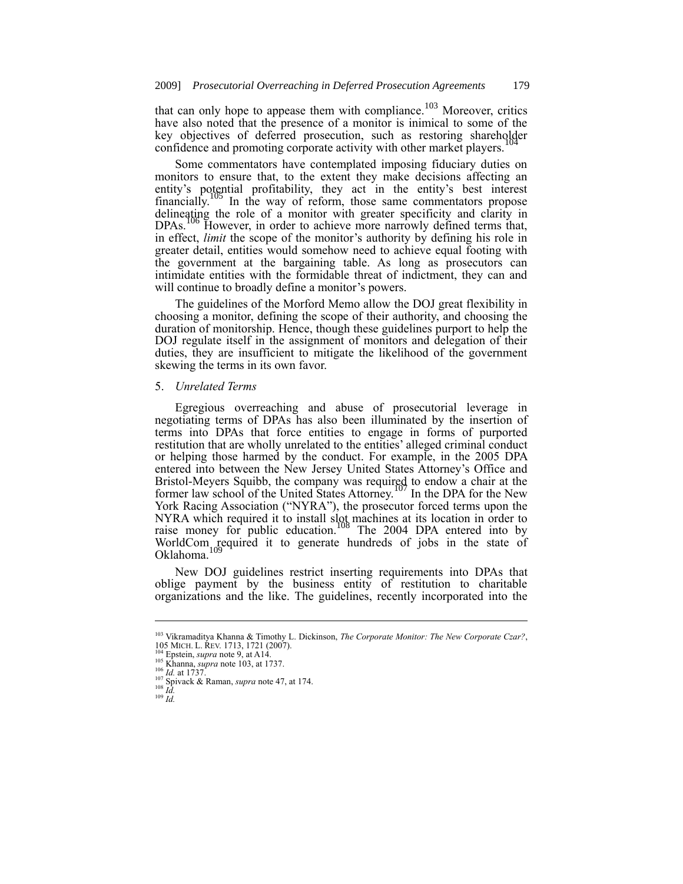that can only hope to appease them with compliance.[103] Moreover, critics have also noted that the presence of a monitor is inimical to some of the key objectives of deferred prosecution, such as restoring shareholder confidence and promoting corporate activity with other market players.[104]

Some commentators have contemplated imposing fiduciary duties on monitors to ensure that, to the extent they make decisions affecting an entity's potential profitability, they act in the entity's best interest financially.[105] In the way of reform, those same commentators propose delineating the role of a monitor with greater specificity and clarity in DPAs.[106] However, in order to achieve more narrowly defined terms that, in effect, *limit* the scope of the monitor's authority by defining his role in greater detail, entities would somehow need to achieve equal footing with the government at the bargaining table. As long as prosecutors can intimidate entities with the formidable threat of indictment, they can and will continue to broadly define a monitor's powers.

The guidelines of the Morford Memo allow the DOJ great flexibility in choosing a monitor, defining the scope of their authority, and choosing the duration of monitorship. Hence, though these guidelines purport to help the DOJ regulate itself in the assignment of monitors and delegation of their duties, they are insufficient to mitigate the likelihood of the government skewing the terms in its own favor.

### 5. *Unrelated Terms*

Egregious overreaching and abuse of prosecutorial leverage in negotiating terms of DPAs has also been illuminated by the insertion of terms into DPAs that force entities to engage in forms of purported restitution that are wholly unrelated to the entities' alleged criminal conduct or helping those harmed by the conduct. For example, in the 2005 DPA entered into between the New Jersey United States Attorney's Office and Bristol-Meyers Squibb, the company was required to endow a chair at the former law school of the United States Attorney.[107] In the DPA for the New York Racing Association ("NYRA"), the prosecutor forced terms upon the NYRA which required it to install slot machines at its location in order to raise money for public education.[108] The 2004 DPA entered into by WorldCom required it to generate hundreds of jobs in the state of Oklahoma.[109]

New DOJ guidelines restrict inserting requirements into DPAs that oblige payment by the business entity of restitution to charitable organizations and the like. The guidelines, recently incorporated into the

---

[103] Vikramaditya Khanna & Timothy L. Dickinson, *The Corporate Monitor: The New Corporate Czar?*, 105 MICH. L. REV. 1713, 1721 (2007).
[104] Epstein, *supra* note 9, at A14.
[105] Khanna, *supra* note 103, at 1737.
[106] *Id.* at 1737.
[107] Spivack & Raman, *supra* note 47, at 174.
[108] *Id.*
[109] *Id.*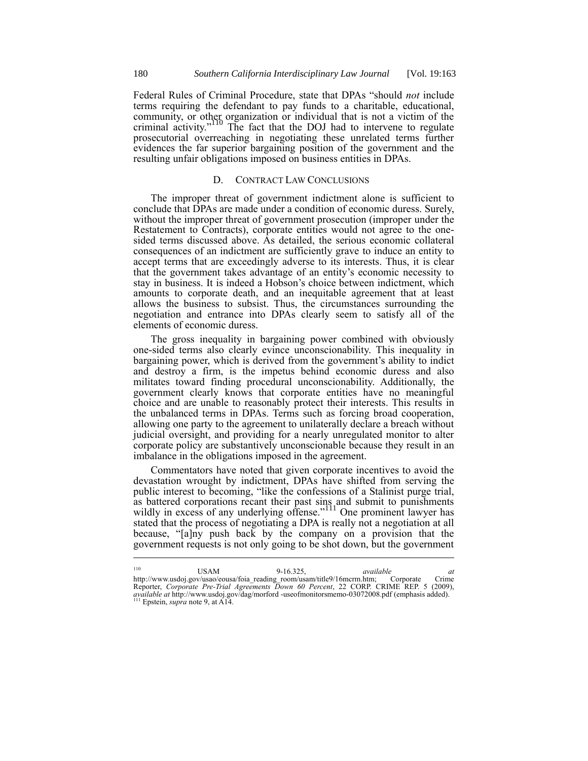Federal Rules of Criminal Procedure, state that DPAs "should *not* include terms requiring the defendant to pay funds to a charitable, educational, community, or other organization or individual that is not a victim of the criminal activity."[110] The fact that the DOJ had to intervene to regulate prosecutorial overreaching in negotiating these unrelated terms further evidences the far superior bargaining position of the government and the resulting unfair obligations imposed on business entities in DPAs.

### D. CONTRACT LAW CONCLUSIONS

The improper threat of government indictment alone is sufficient to conclude that DPAs are made under a condition of economic duress. Surely, without the improper threat of government prosecution (improper under the Restatement to Contracts), corporate entities would not agree to the one-sided terms discussed above. As detailed, the serious economic collateral consequences of an indictment are sufficiently grave to induce an entity to accept terms that are exceedingly adverse to its interests. Thus, it is clear that the government takes advantage of an entity's economic necessity to stay in business. It is indeed a Hobson's choice between indictment, which amounts to corporate death, and an inequitable agreement that at least allows the business to subsist. Thus, the circumstances surrounding the negotiation and entrance into DPAs clearly seem to satisfy all of the elements of economic duress.

The gross inequality in bargaining power combined with obviously one-sided terms also clearly evince unconscionability. This inequality in bargaining power, which is derived from the government's ability to indict and destroy a firm, is the impetus behind economic duress and also militates toward finding procedural unconscionability. Additionally, the government clearly knows that corporate entities have no meaningful choice and are unable to reasonably protect their interests. This results in the unbalanced terms in DPAs. Terms such as forcing broad cooperation, allowing one party to the agreement to unilaterally declare a breach without judicial oversight, and providing for a nearly unregulated monitor to alter corporate policy are substantively unconscionable because they result in an imbalance in the obligations imposed in the agreement.

Commentators have noted that given corporate incentives to avoid the devastation wrought by indictment, DPAs have shifted from serving the public interest to becoming, "like the confessions of a Stalinist purge trial, as battered corporations recant their past sins and submit to punishments wildly in excess of any underlying offense."[111] One prominent lawyer has stated that the process of negotiating a DPA is really not a negotiation at all because, "[a]ny push back by the company on a provision that the government requests is not only going to be shot down, but the government

---

[110] USAM 9-16.325, *available at* http://www.usdoj.gov/usao/eousa/foia_reading_room/usam/title9/16mcrm.htm; Corporate Crime Reporter, *Corporate Pre-Trial Agreements Down 60 Percent*, 22 CORP. CRIME REP. 5 (2009), *available at* http://www.usdoj.gov/dag/morford -useofmonitorsmemo-03072008.pdf (emphasis added).

[111] Epstein, *supra* note 9, at A14.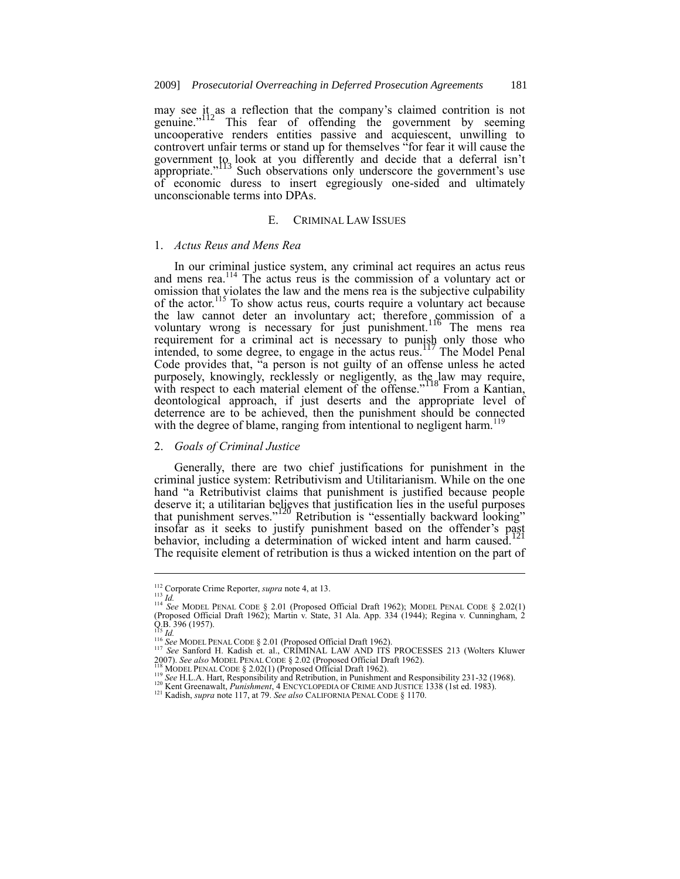may see it as a reflection that the company's claimed contrition is not genuine."[112] This fear of offending the government by seeming uncooperative renders entities passive and acquiescent, unwilling to controvert unfair terms or stand up for themselves "for fear it will cause the government to look at you differently and decide that a deferral isn't appropriate."[113] Such observations only underscore the government's use of economic duress to insert egregiously one-sided and ultimately unconscionable terms into DPAs.

### E. Criminal Law Issues

#### 1. *Actus Reus and Mens Rea*

In our criminal justice system, any criminal act requires an actus reus and mens rea.[114] The actus reus is the commission of a voluntary act or omission that violates the law and the mens rea is the subjective culpability of the actor.[115] To show actus reus, courts require a voluntary act because the law cannot deter an involuntary act; therefore commission of a voluntary wrong is necessary for just punishment.[116] The mens rea requirement for a criminal act is necessary to punish only those who intended, to some degree, to engage in the actus reus.[117] The Model Penal Code provides that, "a person is not guilty of an offense unless he acted purposely, knowingly, recklessly or negligently, as the law may require, with respect to each material element of the offense."[118] From a Kantian, deontological approach, if just deserts and the appropriate level of deterrence are to be achieved, then the punishment should be connected with the degree of blame, ranging from intentional to negligent harm.[119]

#### 2. *Goals of Criminal Justice*

Generally, there are two chief justifications for punishment in the criminal justice system: Retributivism and Utilitarianism. While on the one hand "a Retributivist claims that punishment is justified because people deserve it; a utilitarian believes that justification lies in the useful purposes that punishment serves."[120] Retribution is "essentially backward looking" insofar as it seeks to justify punishment based on the offender's past behavior, including a determination of wicked intent and harm caused.[121] The requisite element of retribution is thus a wicked intention on the part of

---

[112] Corporate Crime Reporter, *supra* note 4, at 13.

[113] *Id.*

[114] *See* MODEL PENAL CODE § 2.01 (Proposed Official Draft 1962); MODEL PENAL CODE § 2.02(1) (Proposed Official Draft 1962); Martin v. State, 31 Ala. App. 334 (1944); Regina v. Cunningham, 2 Q.B. 396 (1957).

[115] *Id.*

[116] *See* MODEL PENAL CODE § 2.01 (Proposed Official Draft 1962).

[117] *See* Sanford H. Kadish et. al., CRIMINAL LAW AND ITS PROCESSES 213 (Wolters Kluwer 2007). *See also* MODEL PENAL CODE § 2.02 (Proposed Official Draft 1962).

[118] MODEL PENAL CODE § 2.02(1) (Proposed Official Draft 1962).

[119] *See* H.L.A. Hart, Responsibility and Retribution, in Punishment and Responsibility 231-32 (1968).

[120] Kent Greenawalt, *Punishment*, 4 ENCYCLOPEDIA OF CRIME AND JUSTICE 1338 (1st ed. 1983).

[121] Kadish, *supra* note 117, at 79. *See also* CALIFORNIA PENAL CODE § 1170.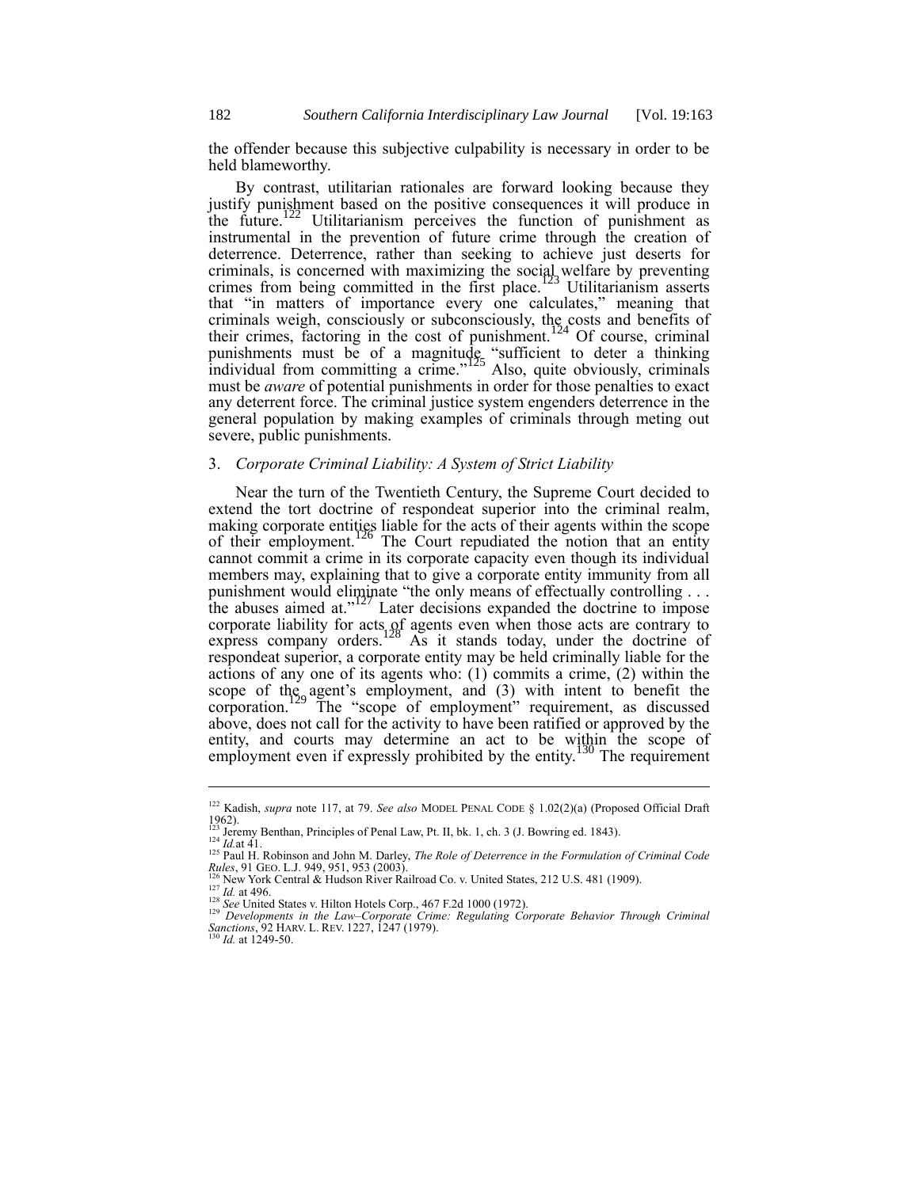the offender because this subjective culpability is necessary in order to be held blameworthy.

By contrast, utilitarian rationales are forward looking because they justify punishment based on the positive consequences it will produce in the future.[122] Utilitarianism perceives the function of punishment as instrumental in the prevention of future crime through the creation of deterrence. Deterrence, rather than seeking to achieve just deserts for criminals, is concerned with maximizing the social welfare by preventing crimes from being committed in the first place.[123] Utilitarianism asserts that "in matters of importance every one calculates," meaning that criminals weigh, consciously or subconsciously, the costs and benefits of their crimes, factoring in the cost of punishment.[124] Of course, criminal punishments must be of a magnitude "sufficient to deter a thinking individual from committing a crime."[125] Also, quite obviously, criminals must be *aware* of potential punishments in order for those penalties to exact any deterrent force. The criminal justice system engenders deterrence in the general population by making examples of criminals through meting out severe, public punishments.

### 3. *Corporate Criminal Liability: A System of Strict Liability*

Near the turn of the Twentieth Century, the Supreme Court decided to extend the tort doctrine of respondeat superior into the criminal realm, making corporate entities liable for the acts of their agents within the scope of their employment.[126] The Court repudiated the notion that an entity cannot commit a crime in its corporate capacity even though its individual members may, explaining that to give a corporate entity immunity from all punishment would eliminate "the only means of effectually controlling . . . the abuses aimed at."[127] Later decisions expanded the doctrine to impose corporate liability for acts of agents even when those acts are contrary to express company orders.[128] As it stands today, under the doctrine of respondeat superior, a corporate entity may be held criminally liable for the actions of any one of its agents who: (1) commits a crime, (2) within the scope of the agent's employment, and (3) with intent to benefit the corporation.[129] The "scope of employment" requirement, as discussed above, does not call for the activity to have been ratified or approved by the entity, and courts may determine an act to be within the scope of employment even if expressly prohibited by the entity.[130] The requirement

---

[122] Kadish, *supra* note 117, at 79. *See also* MODEL PENAL CODE § 1.02(2)(a) (Proposed Official Draft 1962).

[123] Jeremy Benthan, Principles of Penal Law, Pt. II, bk. 1, ch. 3 (J. Bowring ed. 1843).

[124] *Id.*at 41.

[125] Paul H. Robinson and John M. Darley, *The Role of Deterrence in the Formulation of Criminal Code Rules*, 91 GEO. L.J. 949, 951, 953 (2003).

[126] New York Central & Hudson River Railroad Co. v. United States, 212 U.S. 481 (1909).

[127] *Id.* at 496.

[128] *See* United States v. Hilton Hotels Corp., 467 F.2d 1000 (1972).

[129] *Developments in the Law–Corporate Crime: Regulating Corporate Behavior Through Criminal Sanctions*, 92 HARV. L. REV. 1227, 1247 (1979).

[130] *Id.* at 1249-50.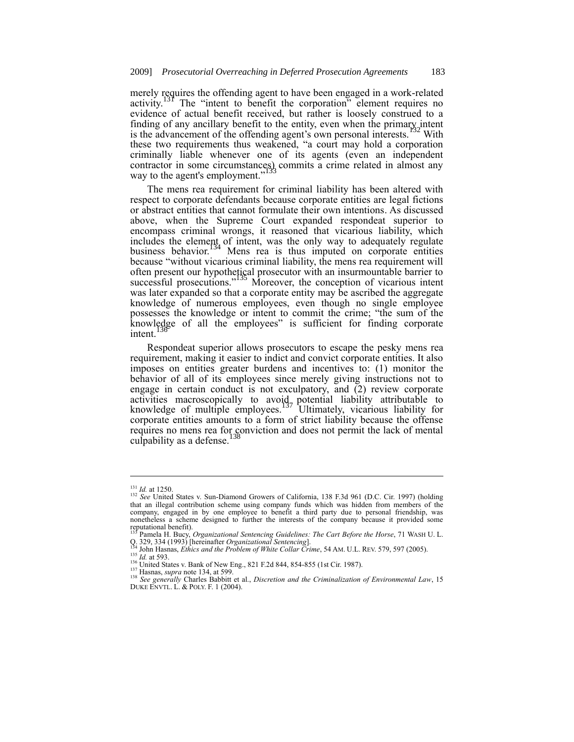merely requires the offending agent to have been engaged in a work-related activity.[131] The "intent to benefit the corporation" element requires no evidence of actual benefit received, but rather is loosely construed to a finding of any ancillary benefit to the entity, even when the primary intent is the advancement of the offending agent's own personal interests.[132] With these two requirements thus weakened, "a court may hold a corporation criminally liable whenever one of its agents (even an independent contractor in some circumstances) commits a crime related in almost any way to the agent's employment."[133]

The mens rea requirement for criminal liability has been altered with respect to corporate defendants because corporate entities are legal fictions or abstract entities that cannot formulate their own intentions. As discussed above, when the Supreme Court expanded respondeat superior to encompass criminal wrongs, it reasoned that vicarious liability, which includes the element of intent, was the only way to adequately regulate business behavior.[134] Mens rea is thus imputed on corporate entities because "without vicarious criminal liability, the mens rea requirement will often present our hypothetical prosecutor with an insurmountable barrier to successful prosecutions."[135] Moreover, the conception of vicarious intent was later expanded so that a corporate entity may be ascribed the aggregate knowledge of numerous employees, even though no single employee possesses the knowledge or intent to commit the crime; "the sum of the knowledge of all the employees" is sufficient for finding corporate intent.[136]

Respondeat superior allows prosecutors to escape the pesky mens rea requirement, making it easier to indict and convict corporate entities. It also imposes on entities greater burdens and incentives to: (1) monitor the behavior of all of its employees since merely giving instructions not to engage in certain conduct is not exculpatory, and (2) review corporate activities macroscopically to avoid potential liability attributable to knowledge of multiple employees.[137] Ultimately, vicarious liability for corporate entities amounts to a form of strict liability because the offense requires no mens rea for conviction and does not permit the lack of mental culpability as a defense.[138]

---

[131] *Id.* at 1250.

[132] *See* United States v. Sun-Diamond Growers of California, 138 F.3d 961 (D.C. Cir. 1997) (holding that an illegal contribution scheme using company funds which was hidden from members of the company, engaged in by one employee to benefit a third party due to personal friendship, was nonetheless a scheme designed to further the interests of the company because it provided some reputational benefit).

[133] Pamela H. Bucy, *Organizational Sentencing Guidelines: The Cart Before the Horse*, 71 WASH U. L. Q. 329, 334 (1993) [hereinafter *Organizational Sentencing*].

[134] John Hasnas, *Ethics and the Problem of White Collar Crime*, 54 AM. U.L. REV. 579, 597 (2005).

[135] *Id.* at 593.

[136] United States v. Bank of New Eng., 821 F.2d 844, 854-855 (1st Cir. 1987).

[137] Hasnas, *supra* note 134, at 599.

[138] *See generally* Charles Babbitt et al., *Discretion and the Criminalization of Environmental Law*, 15 DUKE ENVTL. L. & POLY. F. 1 (2004).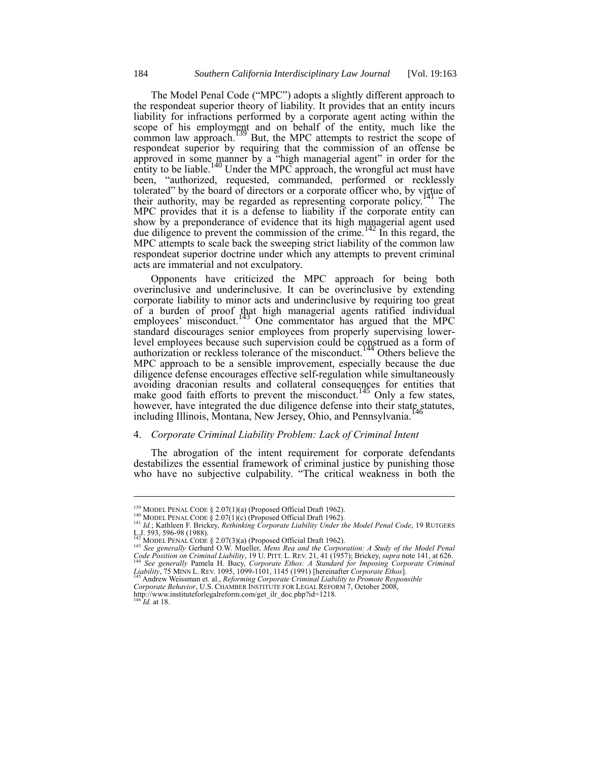The Model Penal Code ("MPC") adopts a slightly different approach to the respondeat superior theory of liability. It provides that an entity incurs liability for infractions performed by a corporate agent acting within the scope of his employment and on behalf of the entity, much like the common law approach.[139] But, the MPC attempts to restrict the scope of respondeat superior by requiring that the commission of an offense be approved in some manner by a "high managerial agent" in order for the entity to be liable.[140] Under the MPC approach, the wrongful act must have been, "authorized, requested, commanded, performed or recklessly tolerated" by the board of directors or a corporate officer who, by virtue of their authority, may be regarded as representing corporate policy.[141] The MPC provides that it is a defense to liability if the corporate entity can show by a preponderance of evidence that its high managerial agent used due diligence to prevent the commission of the crime.[142] In this regard, the MPC attempts to scale back the sweeping strict liability of the common law respondeat superior doctrine under which any attempts to prevent criminal acts are immaterial and not exculpatory.

Opponents have criticized the MPC approach for being both overinclusive and underinclusive. It can be overinclusive by extending corporate liability to minor acts and underinclusive by requiring too great of a burden of proof that high managerial agents ratified individual employees' misconduct.[143] One commentator has argued that the MPC standard discourages senior employees from properly supervising lower-level employees because such supervision could be construed as a form of authorization or reckless tolerance of the misconduct.[144] Others believe the MPC approach to be a sensible improvement, especially because the due diligence defense encourages effective self-regulation while simultaneously avoiding draconian results and collateral consequences for entities that make good faith efforts to prevent the misconduct.[145] Only a few states, however, have integrated the due diligence defense into their state statutes, including Illinois, Montana, New Jersey, Ohio, and Pennsylvania.[146]

### 4. *Corporate Criminal Liability Problem: Lack of Criminal Intent*

The abrogation of the intent requirement for corporate defendants destabilizes the essential framework of criminal justice by punishing those who have no subjective culpability. "The critical weakness in both the

---

[139] MODEL PENAL CODE § 2.07(1)(a) (Proposed Official Draft 1962).
[140] MODEL PENAL CODE § 2.07(1)(c) (Proposed Official Draft 1962).
[141] *Id.*; Kathleen F. Brickey, *Rethinking Corporate Liability Under the Model Penal Code*, 19 RUTGERS L.J. 593, 596-98 (1988).
[142] MODEL PENAL CODE § 2.07(3)(a) (Proposed Official Draft 1962).
[143] *See generally* Gerhard O.W. Mueller, *Mens Rea and the Corporation: A Study of the Model Penal Code Position on Criminal Liability*, 19 U. PITT. L. REV. 21, 41 (1957); Brickey, *supra* note 141, at 626.
[144] *See generally* Pamela H. Bucy, *Corporate Ethos: A Standard for Imposing Corporate Criminal Liability*, 75 MINN L. REV. 1095, 1099-1101, 1145 (1991) [hereinafter *Corporate Ethos*].
[145] Andrew Weissman et. al., *Reforming Corporate Criminal Liability to Promote Responsible Corporate Behavior*, U.S. CHAMBER INSTITUTE FOR LEGAL REFORM 7, October 2008, http://www.instituteforlegalreform.com/get_ilr_doc.php?id=1218.
[146] *Id.* at 18.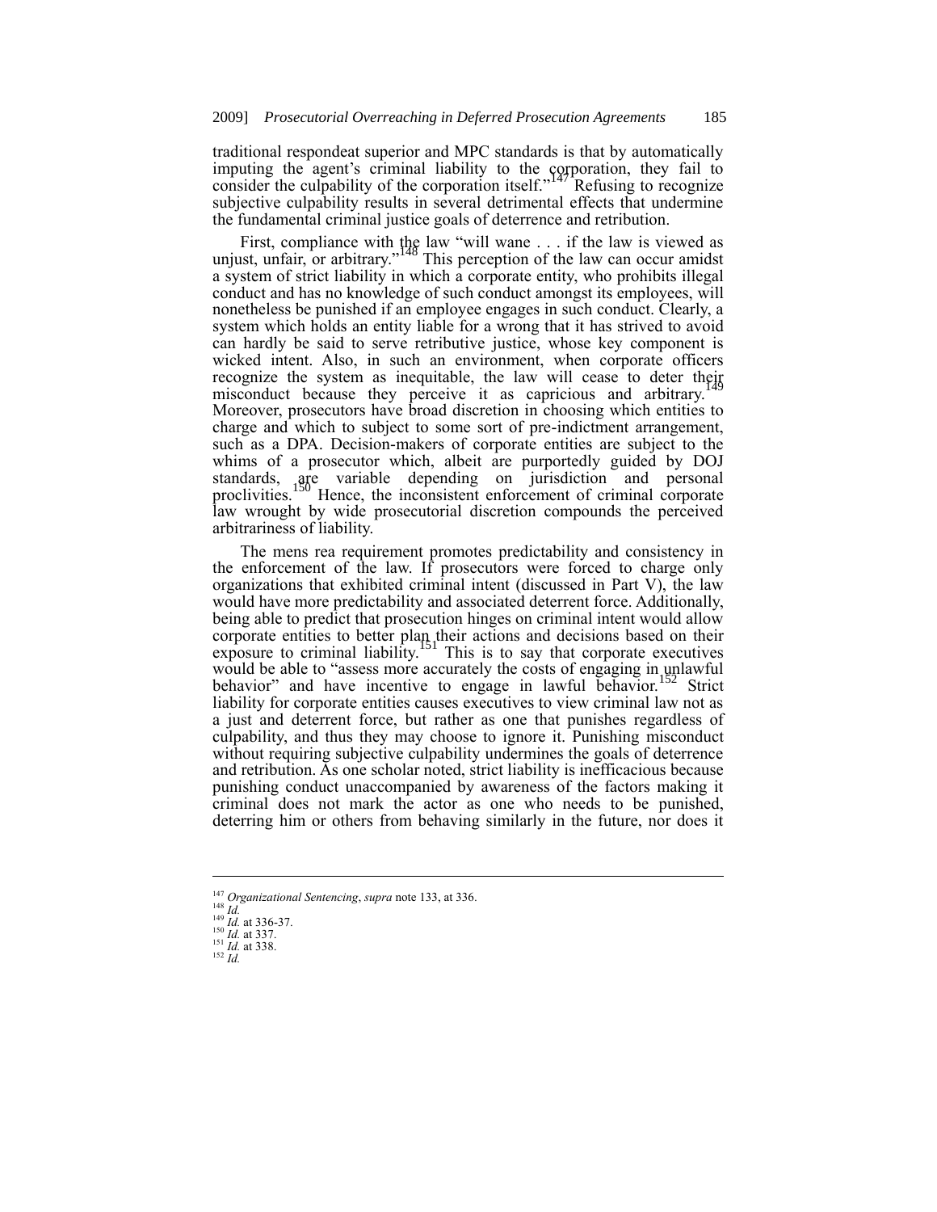traditional respondeat superior and MPC standards is that by automatically imputing the agent's criminal liability to the corporation, they fail to consider the culpability of the corporation itself."[147] Refusing to recognize subjective culpability results in several detrimental effects that undermine the fundamental criminal justice goals of deterrence and retribution.

First, compliance with the law "will wane . . . if the law is viewed as unjust, unfair, or arbitrary."[148] This perception of the law can occur amidst a system of strict liability in which a corporate entity, who prohibits illegal conduct and has no knowledge of such conduct amongst its employees, will nonetheless be punished if an employee engages in such conduct. Clearly, a system which holds an entity liable for a wrong that it has strived to avoid can hardly be said to serve retributive justice, whose key component is wicked intent. Also, in such an environment, when corporate officers recognize the system as inequitable, the law will cease to deter their misconduct because they perceive it as capricious and arbitrary.[149] Moreover, prosecutors have broad discretion in choosing which entities to charge and which to subject to some sort of pre-indictment arrangement, such as a DPA. Decision-makers of corporate entities are subject to the whims of a prosecutor which, albeit are purportedly guided by DOJ standards, are variable depending on jurisdiction and personal proclivities.[150] Hence, the inconsistent enforcement of criminal corporate law wrought by wide prosecutorial discretion compounds the perceived arbitrariness of liability.

The mens rea requirement promotes predictability and consistency in the enforcement of the law. If prosecutors were forced to charge only organizations that exhibited criminal intent (discussed in Part V), the law would have more predictability and associated deterrent force. Additionally, being able to predict that prosecution hinges on criminal intent would allow corporate entities to better plan their actions and decisions based on their exposure to criminal liability.[151] This is to say that corporate executives would be able to "assess more accurately the costs of engaging in unlawful behavior" and have incentive to engage in lawful behavior.[152] Strict liability for corporate entities causes executives to view criminal law not as a just and deterrent force, but rather as one that punishes regardless of culpability, and thus they may choose to ignore it. Punishing misconduct without requiring subjective culpability undermines the goals of deterrence and retribution. As one scholar noted, strict liability is inefficacious because punishing conduct unaccompanied by awareness of the factors making it criminal does not mark the actor as one who needs to be punished, deterring him or others from behaving similarly in the future, nor does it

---

[147] *Organizational Sentencing*, *supra* note 133, at 336.
[148] *Id.*
[149] *Id.* at 336-37.
[150] *Id.* at 337.
[151] *Id.* at 338.
[152] *Id.*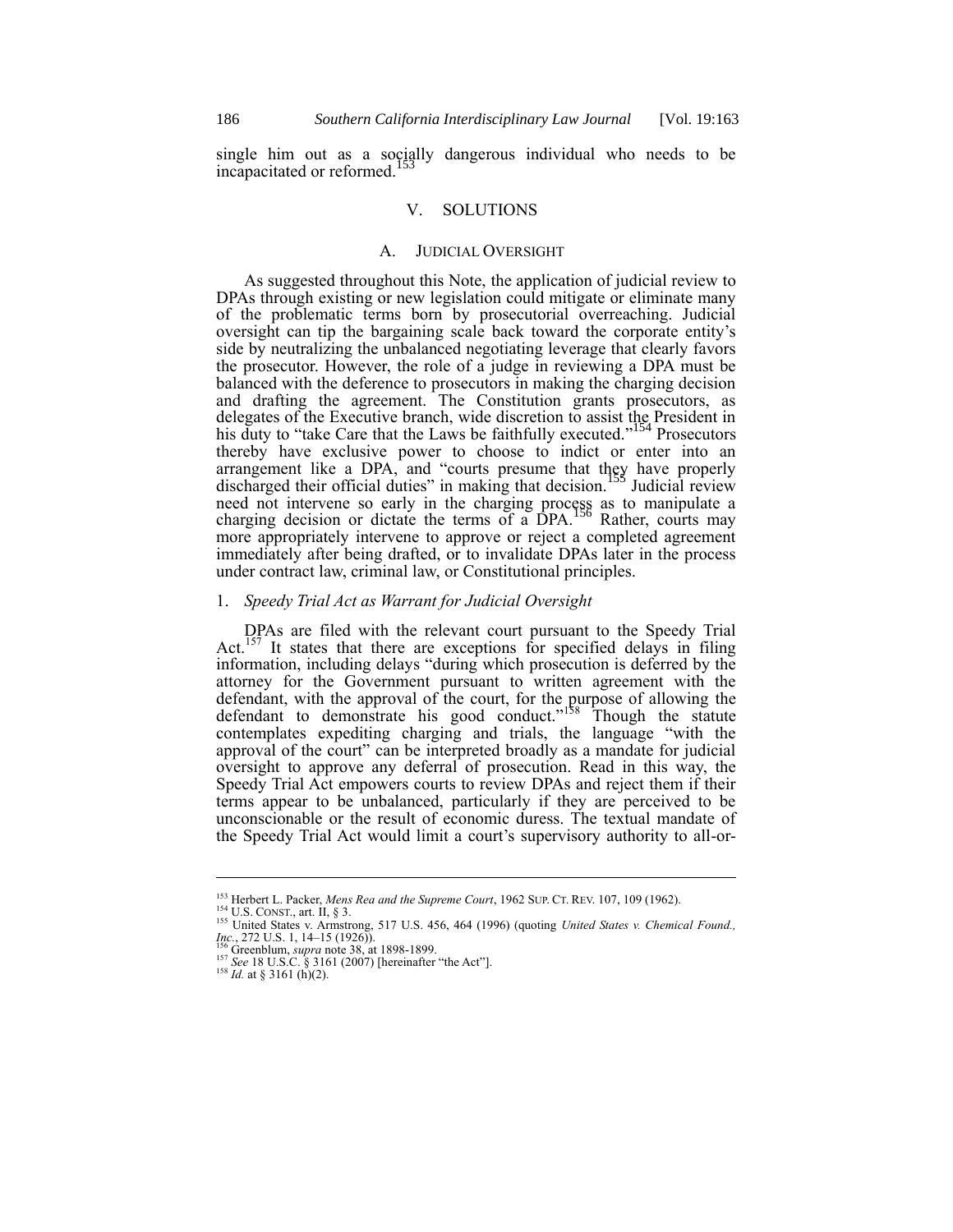single him out as a socially dangerous individual who needs to be incapacitated or reformed.[153]

## V. SOLUTIONS

### A. JUDICIAL OVERSIGHT

As suggested throughout this Note, the application of judicial review to DPAs through existing or new legislation could mitigate or eliminate many of the problematic terms born by prosecutorial overreaching. Judicial oversight can tip the bargaining scale back toward the corporate entity's side by neutralizing the unbalanced negotiating leverage that clearly favors the prosecutor. However, the role of a judge in reviewing a DPA must be balanced with the deference to prosecutors in making the charging decision and drafting the agreement. The Constitution grants prosecutors, as delegates of the Executive branch, wide discretion to assist the President in his duty to "take Care that the Laws be faithfully executed."[154] Prosecutors thereby have exclusive power to choose to indict or enter into an arrangement like a DPA, and "courts presume that they have properly discharged their official duties" in making that decision.[155] Judicial review need not intervene so early in the charging process as to manipulate a charging decision or dictate the terms of a DPA.[156] Rather, courts may more appropriately intervene to approve or reject a completed agreement immediately after being drafted, or to invalidate DPAs later in the process under contract law, criminal law, or Constitutional principles.

#### 1. *Speedy Trial Act as Warrant for Judicial Oversight*

DPAs are filed with the relevant court pursuant to the Speedy Trial Act.[157] It states that there are exceptions for specified delays in filing information, including delays "during which prosecution is deferred by the attorney for the Government pursuant to written agreement with the defendant, with the approval of the court, for the purpose of allowing the defendant to demonstrate his good conduct."[158] Though the statute contemplates expediting charging and trials, the language "with the approval of the court" can be interpreted broadly as a mandate for judicial oversight to approve any deferral of prosecution. Read in this way, the Speedy Trial Act empowers courts to review DPAs and reject them if their terms appear to be unbalanced, particularly if they are perceived to be unconscionable or the result of economic duress. The textual mandate of the Speedy Trial Act would limit a court's supervisory authority to all-or-

---

[153] Herbert L. Packer, *Mens Rea and the Supreme Court*, 1962 SUP. CT. REV. 107, 109 (1962).
[154] U.S. CONST., art. II, § 3.
[155] United States v. Armstrong, 517 U.S. 456, 464 (1996) (quoting *United States v. Chemical Found., Inc.*, 272 U.S. 1, 14–15 (1926)).
[156] Greenblum, *supra* note 38, at 1898-1899.
[157] *See* 18 U.S.C. § 3161 (2007) [hereinafter "the Act"].
[158] *Id.* at § 3161 (h)(2).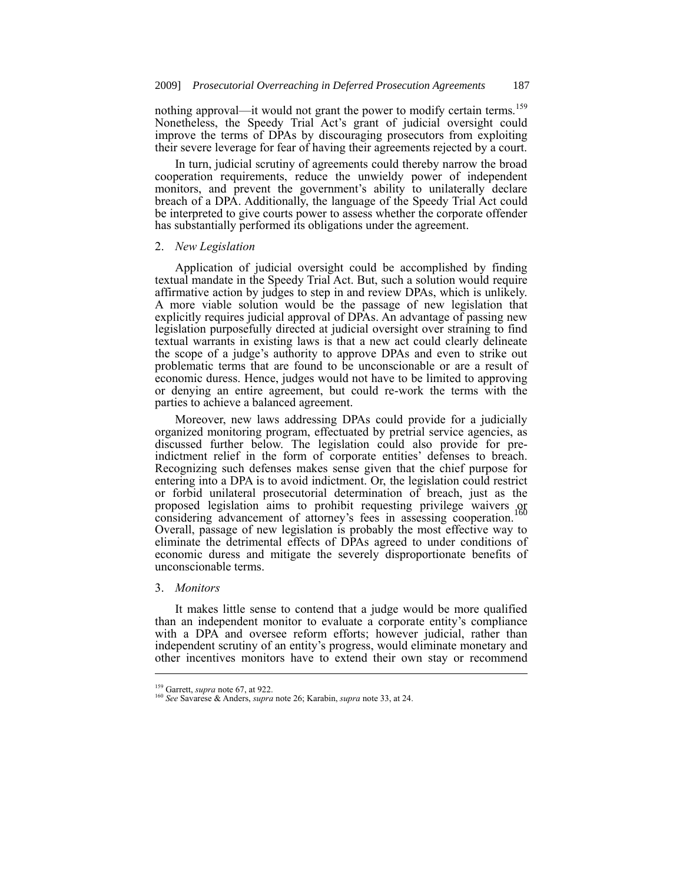nothing approval—it would not grant the power to modify certain terms.[159] Nonetheless, the Speedy Trial Act's grant of judicial oversight could improve the terms of DPAs by discouraging prosecutors from exploiting their severe leverage for fear of having their agreements rejected by a court.

In turn, judicial scrutiny of agreements could thereby narrow the broad cooperation requirements, reduce the unwieldy power of independent monitors, and prevent the government's ability to unilaterally declare breach of a DPA. Additionally, the language of the Speedy Trial Act could be interpreted to give courts power to assess whether the corporate offender has substantially performed its obligations under the agreement.

### 2. *New Legislation*

Application of judicial oversight could be accomplished by finding textual mandate in the Speedy Trial Act. But, such a solution would require affirmative action by judges to step in and review DPAs, which is unlikely. A more viable solution would be the passage of new legislation that explicitly requires judicial approval of DPAs. An advantage of passing new legislation purposefully directed at judicial oversight over straining to find textual warrants in existing laws is that a new act could clearly delineate the scope of a judge's authority to approve DPAs and even to strike out problematic terms that are found to be unconscionable or are a result of economic duress. Hence, judges would not have to be limited to approving or denying an entire agreement, but could re-work the terms with the parties to achieve a balanced agreement.

Moreover, new laws addressing DPAs could provide for a judicially organized monitoring program, effectuated by pretrial service agencies, as discussed further below. The legislation could also provide for pre-indictment relief in the form of corporate entities' defenses to breach. Recognizing such defenses makes sense given that the chief purpose for entering into a DPA is to avoid indictment. Or, the legislation could restrict or forbid unilateral prosecutorial determination of breach, just as the proposed legislation aims to prohibit requesting privilege waivers or considering advancement of attorney's fees in assessing cooperation.[160] Overall, passage of new legislation is probably the most effective way to eliminate the detrimental effects of DPAs agreed to under conditions of economic duress and mitigate the severely disproportionate benefits of unconscionable terms.

### 3. *Monitors*

It makes little sense to contend that a judge would be more qualified than an independent monitor to evaluate a corporate entity's compliance with a DPA and oversee reform efforts; however judicial, rather than independent scrutiny of an entity's progress, would eliminate monetary and other incentives monitors have to extend their own stay or recommend

---

[159] Garrett, *supra* note 67, at 922.

[160] *See* Savarese & Anders, *supra* note 26; Karabin, *supra* note 33, at 24.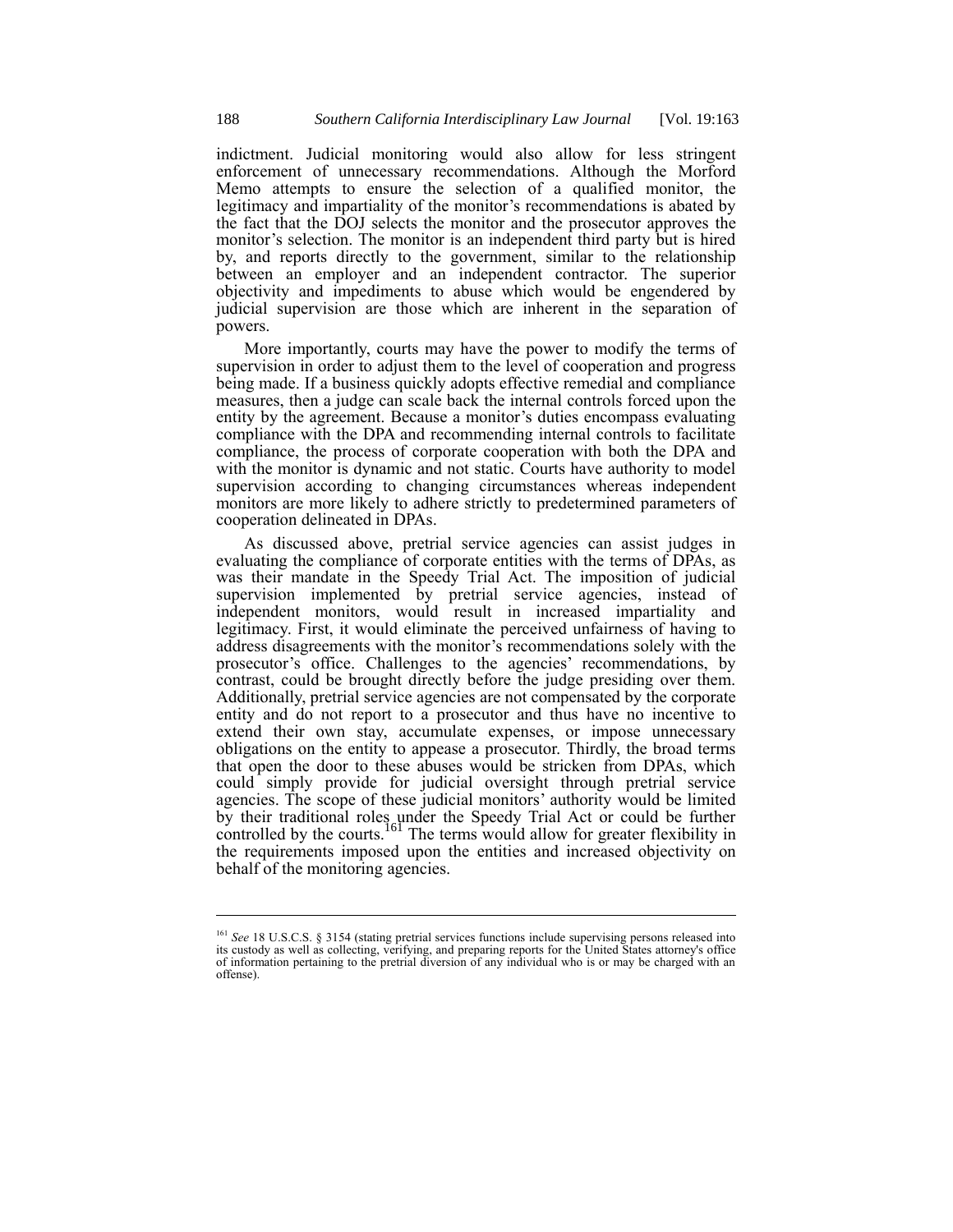indictment. Judicial monitoring would also allow for less stringent enforcement of unnecessary recommendations. Although the Morford Memo attempts to ensure the selection of a qualified monitor, the legitimacy and impartiality of the monitor's recommendations is abated by the fact that the DOJ selects the monitor and the prosecutor approves the monitor's selection. The monitor is an independent third party but is hired by, and reports directly to the government, similar to the relationship between an employer and an independent contractor. The superior objectivity and impediments to abuse which would be engendered by judicial supervision are those which are inherent in the separation of powers.

More importantly, courts may have the power to modify the terms of supervision in order to adjust them to the level of cooperation and progress being made. If a business quickly adopts effective remedial and compliance measures, then a judge can scale back the internal controls forced upon the entity by the agreement. Because a monitor's duties encompass evaluating compliance with the DPA and recommending internal controls to facilitate compliance, the process of corporate cooperation with both the DPA and with the monitor is dynamic and not static. Courts have authority to model supervision according to changing circumstances whereas independent monitors are more likely to adhere strictly to predetermined parameters of cooperation delineated in DPAs.

As discussed above, pretrial service agencies can assist judges in evaluating the compliance of corporate entities with the terms of DPAs, as was their mandate in the Speedy Trial Act. The imposition of judicial supervision implemented by pretrial service agencies, instead of independent monitors, would result in increased impartiality and legitimacy. First, it would eliminate the perceived unfairness of having to address disagreements with the monitor's recommendations solely with the prosecutor's office. Challenges to the agencies' recommendations, by contrast, could be brought directly before the judge presiding over them. Additionally, pretrial service agencies are not compensated by the corporate entity and do not report to a prosecutor and thus have no incentive to extend their own stay, accumulate expenses, or impose unnecessary obligations on the entity to appease a prosecutor. Thirdly, the broad terms that open the door to these abuses would be stricken from DPAs, which could simply provide for judicial oversight through pretrial service agencies. The scope of these judicial monitors' authority would be limited by their traditional roles under the Speedy Trial Act or could be further controlled by the courts.[161] The terms would allow for greater flexibility in the requirements imposed upon the entities and increased objectivity on behalf of the monitoring agencies.

---

[161] *See* 18 U.S.C.S. § 3154 (stating pretrial services functions include supervising persons released into its custody as well as collecting, verifying, and preparing reports for the United States attorney's office of information pertaining to the pretrial diversion of any individual who is or may be charged with an offense).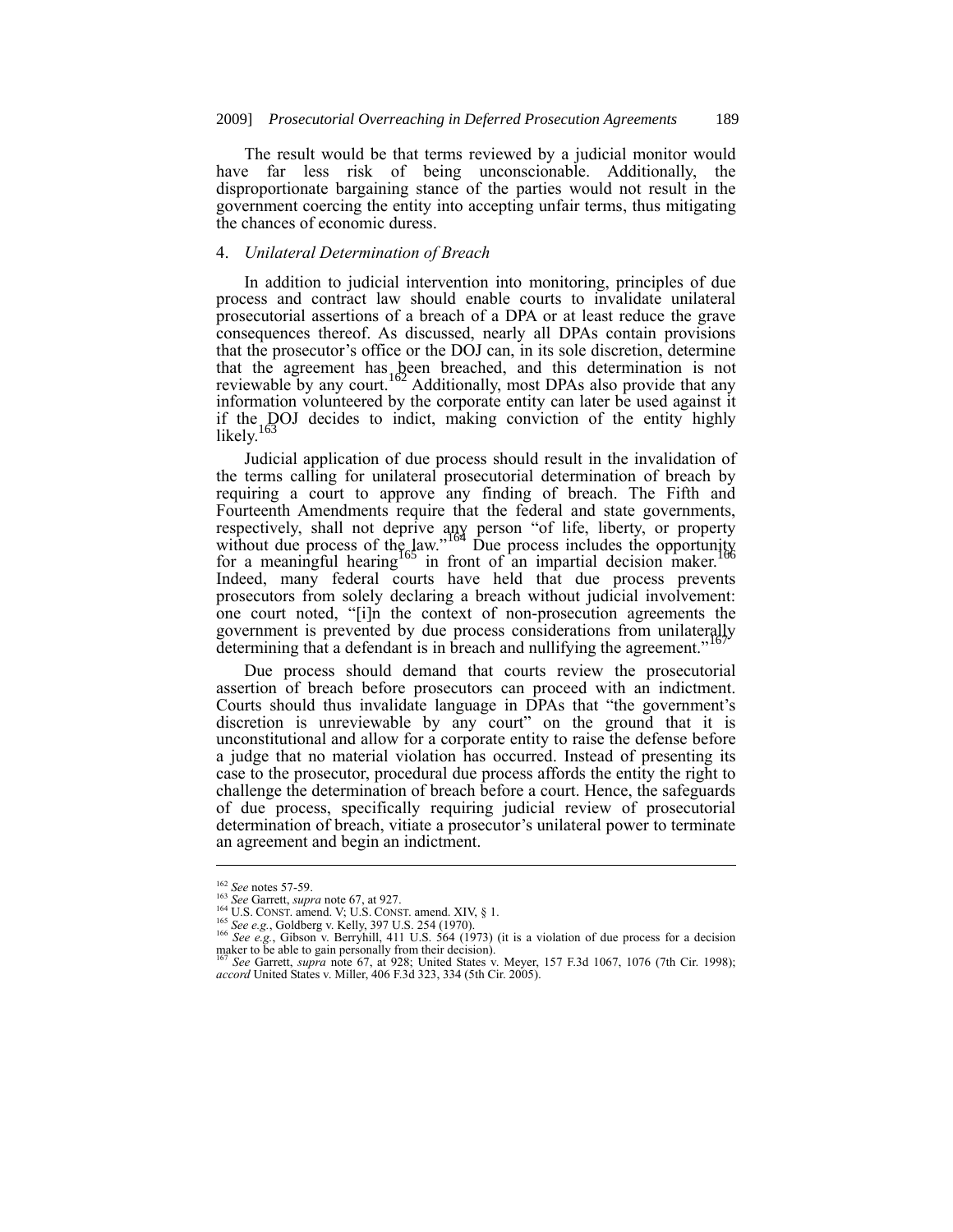The result would be that terms reviewed by a judicial monitor would have far less risk of being unconscionable. Additionally, the disproportionate bargaining stance of the parties would not result in the government coercing the entity into accepting unfair terms, thus mitigating the chances of economic duress.

### 4. *Unilateral Determination of Breach*

In addition to judicial intervention into monitoring, principles of due process and contract law should enable courts to invalidate unilateral prosecutorial assertions of a breach of a DPA or at least reduce the grave consequences thereof. As discussed, nearly all DPAs contain provisions that the prosecutor's office or the DOJ can, in its sole discretion, determine that the agreement has been breached, and this determination is not reviewable by any court.[162] Additionally, most DPAs also provide that any information volunteered by the corporate entity can later be used against it if the DOJ decides to indict, making conviction of the entity highly likely.[163]

Judicial application of due process should result in the invalidation of the terms calling for unilateral prosecutorial determination of breach by requiring a court to approve any finding of breach. The Fifth and Fourteenth Amendments require that the federal and state governments, respectively, shall not deprive any person "of life, liberty, or property without due process of the law."[164] Due process includes the opportunity for a meaningful hearing[165] in front of an impartial decision maker.[166] Indeed, many federal courts have held that due process prevents prosecutors from solely declaring a breach without judicial involvement: one court noted, "[i]n the context of non-prosecution agreements the government is prevented by due process considerations from unilaterally determining that a defendant is in breach and nullifying the agreement."[167]

Due process should demand that courts review the prosecutorial assertion of breach before prosecutors can proceed with an indictment. Courts should thus invalidate language in DPAs that "the government's discretion is unreviewable by any court" on the ground that it is unconstitutional and allow for a corporate entity to raise the defense before a judge that no material violation has occurred. Instead of presenting its case to the prosecutor, procedural due process affords the entity the right to challenge the determination of breach before a court. Hence, the safeguards of due process, specifically requiring judicial review of prosecutorial determination of breach, vitiate a prosecutor's unilateral power to terminate an agreement and begin an indictment.

---

[162] *See* notes 57-59.

[163] *See* Garrett, *supra* note 67, at 927.

[164] U.S. CONST. amend. V; U.S. CONST. amend. XIV, § 1.

[165] *See e.g.*, Goldberg v. Kelly, 397 U.S. 254 (1970).

[166] *See e.g.*, Gibson v. Berryhill, 411 U.S. 564 (1973) (it is a violation of due process for a decision maker to be able to gain personally from their decision).

[167] *See* Garrett, *supra* note 67, at 928; United States v. Meyer, 157 F.3d 1067, 1076 (7th Cir. 1998); *accord* United States v. Miller, 406 F.3d 323, 334 (5th Cir. 2005).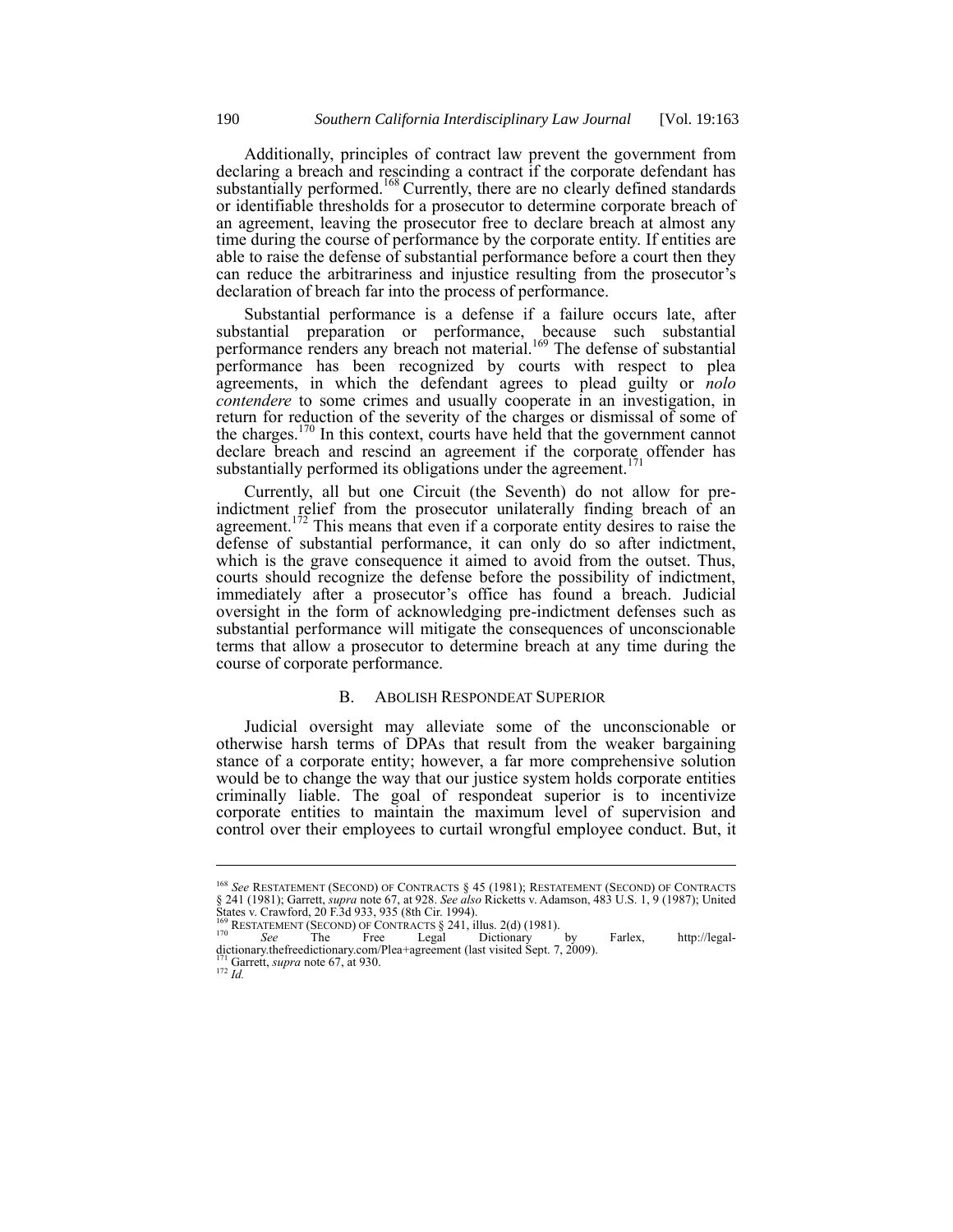Additionally, principles of contract law prevent the government from declaring a breach and rescinding a contract if the corporate defendant has substantially performed.[168] Currently, there are no clearly defined standards or identifiable thresholds for a prosecutor to determine corporate breach of an agreement, leaving the prosecutor free to declare breach at almost any time during the course of performance by the corporate entity. If entities are able to raise the defense of substantial performance before a court then they can reduce the arbitrariness and injustice resulting from the prosecutor's declaration of breach far into the process of performance.

Substantial performance is a defense if a failure occurs late, after substantial preparation or performance, because such substantial performance renders any breach not material.[169] The defense of substantial performance has been recognized by courts with respect to plea agreements, in which the defendant agrees to plead guilty or *nolo contendere* to some crimes and usually cooperate in an investigation, in return for reduction of the severity of the charges or dismissal of some of the charges.[170] In this context, courts have held that the government cannot declare breach and rescind an agreement if the corporate offender has substantially performed its obligations under the agreement.[171]

Currently, all but one Circuit (the Seventh) do not allow for pre-indictment relief from the prosecutor unilaterally finding breach of an agreement.[172] This means that even if a corporate entity desires to raise the defense of substantial performance, it can only do so after indictment, which is the grave consequence it aimed to avoid from the outset. Thus, courts should recognize the defense before the possibility of indictment, immediately after a prosecutor's office has found a breach. Judicial oversight in the form of acknowledging pre-indictment defenses such as substantial performance will mitigate the consequences of unconscionable terms that allow a prosecutor to determine breach at any time during the course of corporate performance.

### B. Abolish Respondeat Superior

Judicial oversight may alleviate some of the unconscionable or otherwise harsh terms of DPAs that result from the weaker bargaining stance of a corporate entity; however, a far more comprehensive solution would be to change the way that our justice system holds corporate entities criminally liable. The goal of respondeat superior is to incentivize corporate entities to maintain the maximum level of supervision and control over their employees to curtail wrongful employee conduct. But, it

---

[168] *See* Restatement (Second) of Contracts § 45 (1981); Restatement (Second) of Contracts § 241 (1981); Garrett, *supra* note 67, at 928. *See also* Ricketts v. Adamson, 483 U.S. 1, 9 (1987); United States v. Crawford, 20 F.3d 933, 935 (8th Cir. 1994).

[169] Restatement (Second) of Contracts § 241, illus. 2(d) (1981).

[170] *See* The Free Legal Dictionary by Farlex, http://legal-dictionary.thefreedictionary.com/Plea+agreement (last visited Sept. 7, 2009).

[171] Garrett, *supra* note 67, at 930.

[172] *Id.*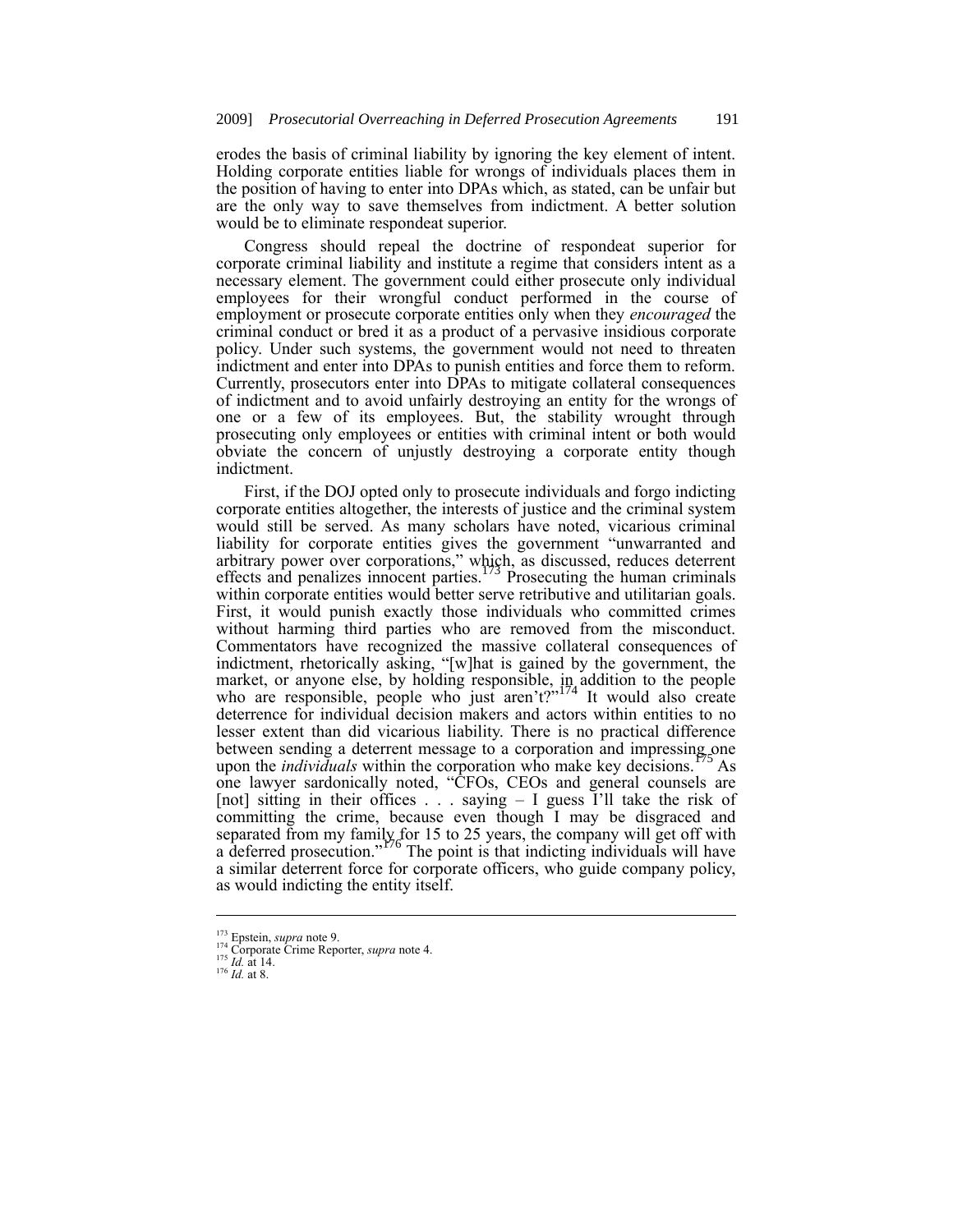erodes the basis of criminal liability by ignoring the key element of intent. Holding corporate entities liable for wrongs of individuals places them in the position of having to enter into DPAs which, as stated, can be unfair but are the only way to save themselves from indictment. A better solution would be to eliminate respondeat superior.

Congress should repeal the doctrine of respondeat superior for corporate criminal liability and institute a regime that considers intent as a necessary element. The government could either prosecute only individual employees for their wrongful conduct performed in the course of employment or prosecute corporate entities only when they *encouraged* the criminal conduct or bred it as a product of a pervasive insidious corporate policy. Under such systems, the government would not need to threaten indictment and enter into DPAs to punish entities and force them to reform. Currently, prosecutors enter into DPAs to mitigate collateral consequences of indictment and to avoid unfairly destroying an entity for the wrongs of one or a few of its employees. But, the stability wrought through prosecuting only employees or entities with criminal intent or both would obviate the concern of unjustly destroying a corporate entity though indictment.

First, if the DOJ opted only to prosecute individuals and forgo indicting corporate entities altogether, the interests of justice and the criminal system would still be served. As many scholars have noted, vicarious criminal liability for corporate entities gives the government "unwarranted and arbitrary power over corporations," which, as discussed, reduces deterrent effects and penalizes innocent parties.[173] Prosecuting the human criminals within corporate entities would better serve retributive and utilitarian goals. First, it would punish exactly those individuals who committed crimes without harming third parties who are removed from the misconduct. Commentators have recognized the massive collateral consequences of indictment, rhetorically asking, "[w]hat is gained by the government, the market, or anyone else, by holding responsible, in addition to the people who are responsible, people who just aren't?"[174] It would also create deterrence for individual decision makers and actors within entities to no lesser extent than did vicarious liability. There is no practical difference between sending a deterrent message to a corporation and impressing one upon the *individuals* within the corporation who make key decisions.[175] As one lawyer sardonically noted, "CFOs, CEOs and general counsels are [not] sitting in their offices . . . saying – I guess I'll take the risk of committing the crime, because even though I may be disgraced and separated from my family for 15 to 25 years, the company will get off with a deferred prosecution."[176] The point is that indicting individuals will have a similar deterrent force for corporate officers, who guide company policy, as would indicting the entity itself.

---

[173] Epstein, *supra* note 9.
[174] Corporate Crime Reporter, *supra* note 4.
[175] *Id.* at 14.
[176] *Id.* at 8.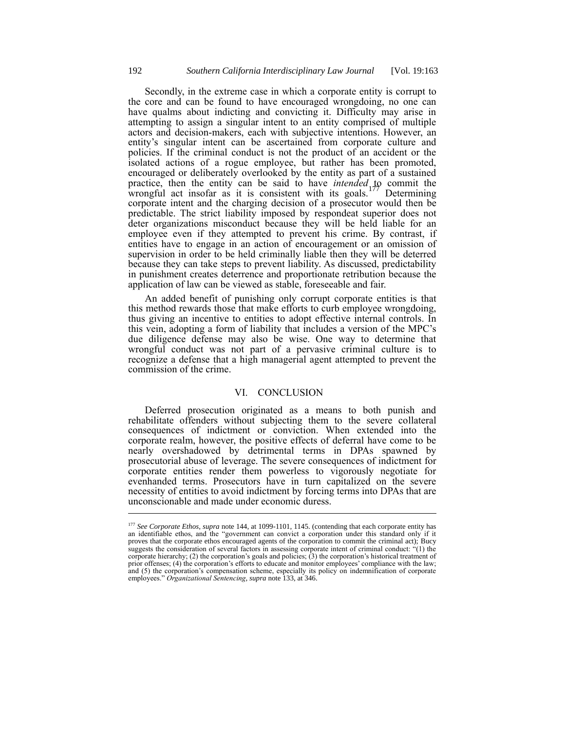Secondly, in the extreme case in which a corporate entity is corrupt to the core and can be found to have encouraged wrongdoing, no one can have qualms about indicting and convicting it. Difficulty may arise in attempting to assign a singular intent to an entity comprised of multiple actors and decision-makers, each with subjective intentions. However, an entity's singular intent can be ascertained from corporate culture and policies. If the criminal conduct is not the product of an accident or the isolated actions of a rogue employee, but rather has been promoted, encouraged or deliberately overlooked by the entity as part of a sustained practice, then the entity can be said to have *intended* to commit the wrongful act insofar as it is consistent with its goals.[177] Determining corporate intent and the charging decision of a prosecutor would then be predictable. The strict liability imposed by respondeat superior does not deter organizations misconduct because they will be held liable for an employee even if they attempted to prevent his crime. By contrast, if entities have to engage in an action of encouragement or an omission of supervision in order to be held criminally liable then they will be deterred because they can take steps to prevent liability. As discussed, predictability in punishment creates deterrence and proportionate retribution because the application of law can be viewed as stable, foreseeable and fair.

An added benefit of punishing only corrupt corporate entities is that this method rewards those that make efforts to curb employee wrongdoing, thus giving an incentive to entities to adopt effective internal controls. In this vein, adopting a form of liability that includes a version of the MPC's due diligence defense may also be wise. One way to determine that wrongful conduct was not part of a pervasive criminal culture is to recognize a defense that a high managerial agent attempted to prevent the commission of the crime.

## VI. CONCLUSION

Deferred prosecution originated as a means to both punish and rehabilitate offenders without subjecting them to the severe collateral consequences of indictment or conviction. When extended into the corporate realm, however, the positive effects of deferral have come to be nearly overshadowed by detrimental terms in DPAs spawned by prosecutorial abuse of leverage. The severe consequences of indictment for corporate entities render them powerless to vigorously negotiate for evenhanded terms. Prosecutors have in turn capitalized on the severe necessity of entities to avoid indictment by forcing terms into DPAs that are unconscionable and made under economic duress.

---

[177] *See Corporate Ethos*, *supra* note 144, at 1099-1101, 1145. (contending that each corporate entity has an identifiable ethos, and the "government can convict a corporation under this standard only if it proves that the corporate ethos encouraged agents of the corporation to commit the criminal act); Bucy suggests the consideration of several factors in assessing corporate intent of criminal conduct: "(1) the corporate hierarchy; (2) the corporation's goals and policies; (3) the corporation's historical treatment of prior offenses; (4) the corporation's efforts to educate and monitor employees' compliance with the law; and (5) the corporation's compensation scheme, especially its policy on indemnification of corporate employees." *Organizational Sentencing*, *supra* note 133, at 346.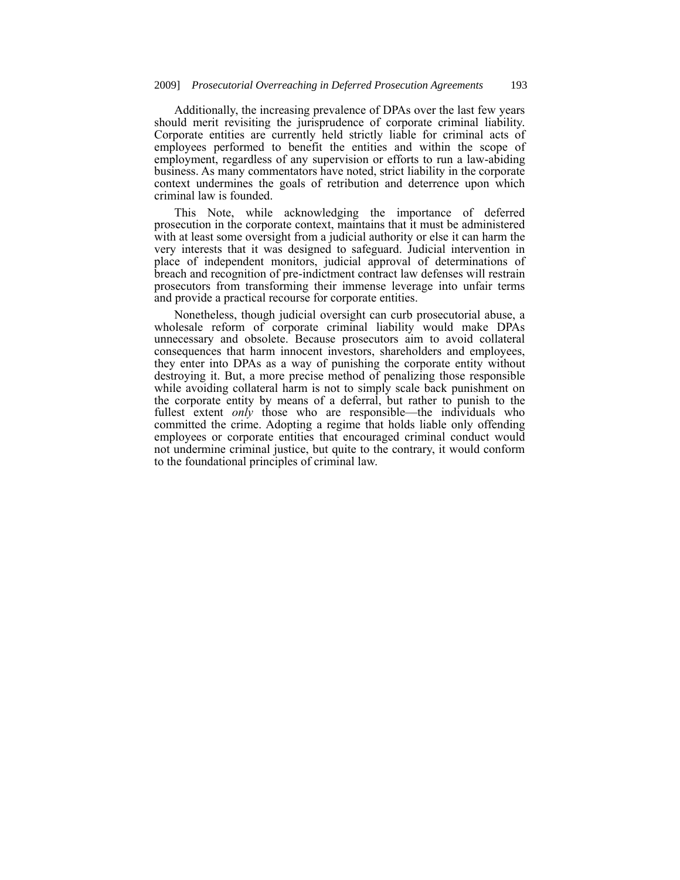Additionally, the increasing prevalence of DPAs over the last few years should merit revisiting the jurisprudence of corporate criminal liability. Corporate entities are currently held strictly liable for criminal acts of employees performed to benefit the entities and within the scope of employment, regardless of any supervision or efforts to run a law-abiding business. As many commentators have noted, strict liability in the corporate context undermines the goals of retribution and deterrence upon which criminal law is founded.

This Note, while acknowledging the importance of deferred prosecution in the corporate context, maintains that it must be administered with at least some oversight from a judicial authority or else it can harm the very interests that it was designed to safeguard. Judicial intervention in place of independent monitors, judicial approval of determinations of breach and recognition of pre-indictment contract law defenses will restrain prosecutors from transforming their immense leverage into unfair terms and provide a practical recourse for corporate entities.

Nonetheless, though judicial oversight can curb prosecutorial abuse, a wholesale reform of corporate criminal liability would make DPAs unnecessary and obsolete. Because prosecutors aim to avoid collateral consequences that harm innocent investors, shareholders and employees, they enter into DPAs as a way of punishing the corporate entity without destroying it. But, a more precise method of penalizing those responsible while avoiding collateral harm is not to simply scale back punishment on the corporate entity by means of a deferral, but rather to punish to the fullest extent *only* those who are responsible—the individuals who committed the crime. Adopting a regime that holds liable only offending employees or corporate entities that encouraged criminal conduct would not undermine criminal justice, but quite to the contrary, it would conform to the foundational principles of criminal law.